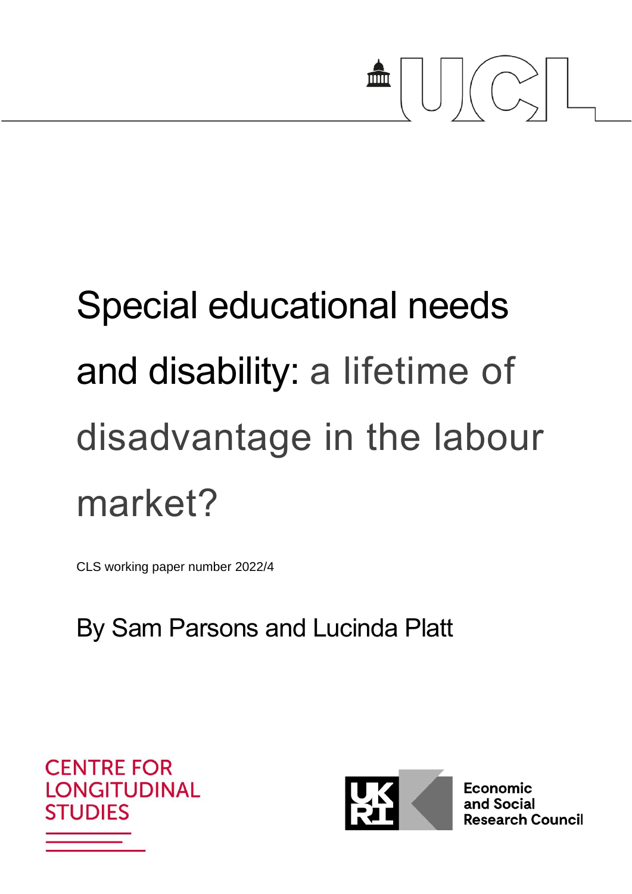# Special educational needs and disability: a lifetime of disadvantage in the labour market?

CLS working paper number 2022/4

By Sam Parsons and Lucinda Platt

CENTRE FOR LONGITUDINAL STUDIES

Economic and Social Research Council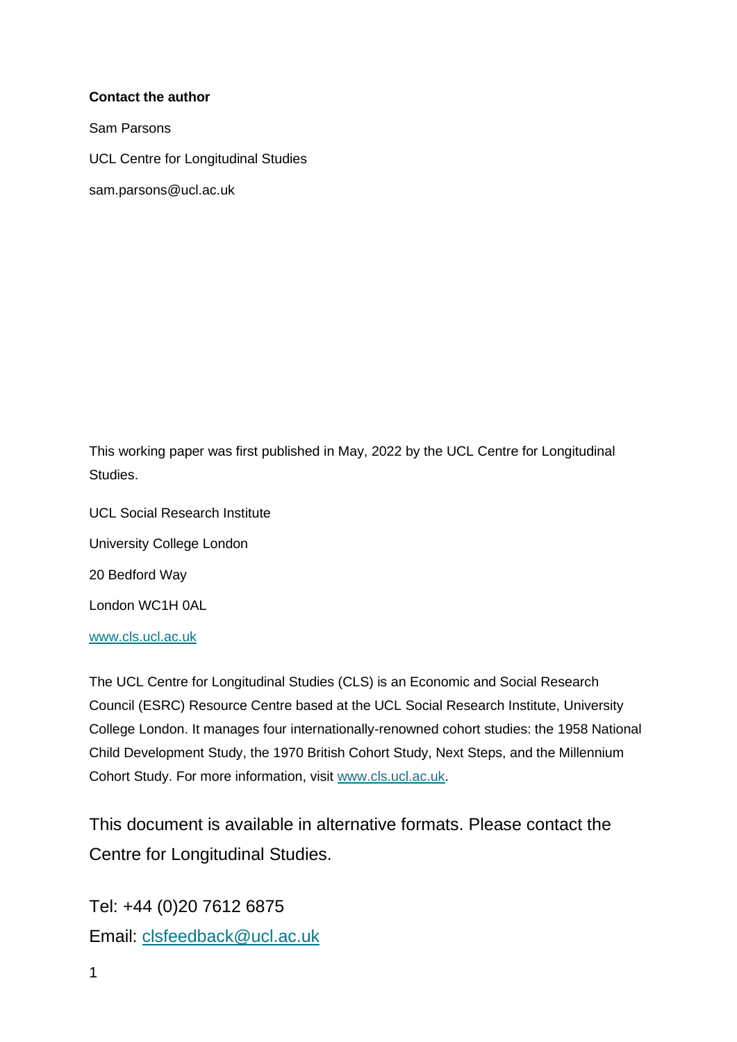**Contact the author**

Sam Parsons

UCL Centre for Longitudinal Studies

sam.parsons@ucl.ac.uk

This working paper was first published in May, 2022 by the UCL Centre for Longitudinal Studies.

UCL Social Research Institute

University College London

20 Bedford Way

London WC1H 0AL

[www.cls.ucl.ac.uk](http://www.cls.ucl.ac.uk)

The UCL Centre for Longitudinal Studies (CLS) is an Economic and Social Research Council (ESRC) Resource Centre based at the UCL Social Research Institute, University College London. It manages four internationally-renowned cohort studies: the 1958 National Child Development Study, the 1970 British Cohort Study, Next Steps, and the Millennium Cohort Study. For more information, visit [www.cls.ucl.ac.uk](http://www.cls.ucl.ac.uk).

This document is available in alternative formats. Please contact the Centre for Longitudinal Studies.

Tel: +44 (0)20 7612 6875

Email: [clsfeedback@ucl.ac.uk](mailto:clsfeedback@ucl.ac.uk)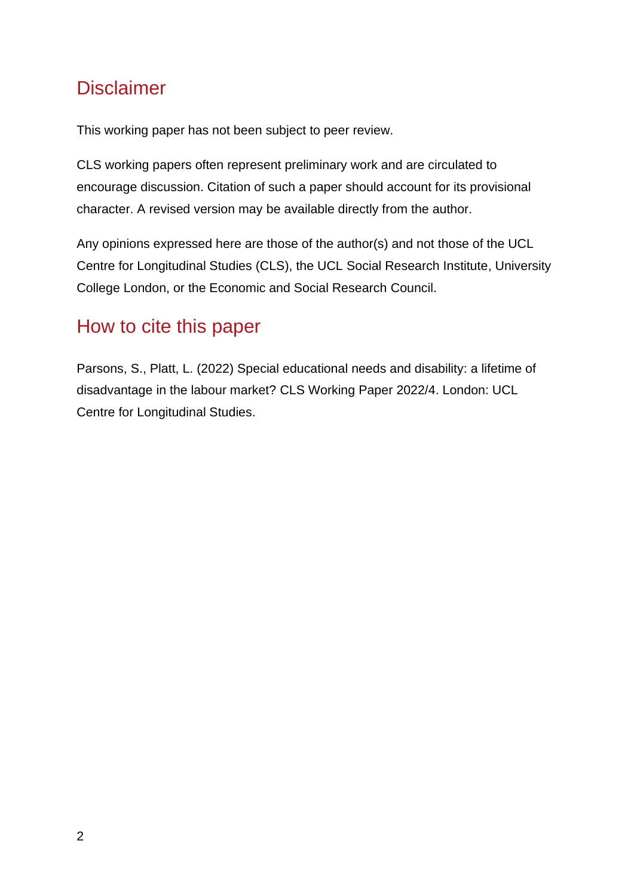## Disclaimer

This working paper has not been subject to peer review.

CLS working papers often represent preliminary work and are circulated to encourage discussion. Citation of such a paper should account for its provisional character. A revised version may be available directly from the author.

Any opinions expressed here are those of the author(s) and not those of the UCL Centre for Longitudinal Studies (CLS), the UCL Social Research Institute, University College London, or the Economic and Social Research Council.

## How to cite this paper

Parsons, S., Platt, L. (2022) Special educational needs and disability: a lifetime of disadvantage in the labour market? CLS Working Paper 2022/4. London: UCL Centre for Longitudinal Studies.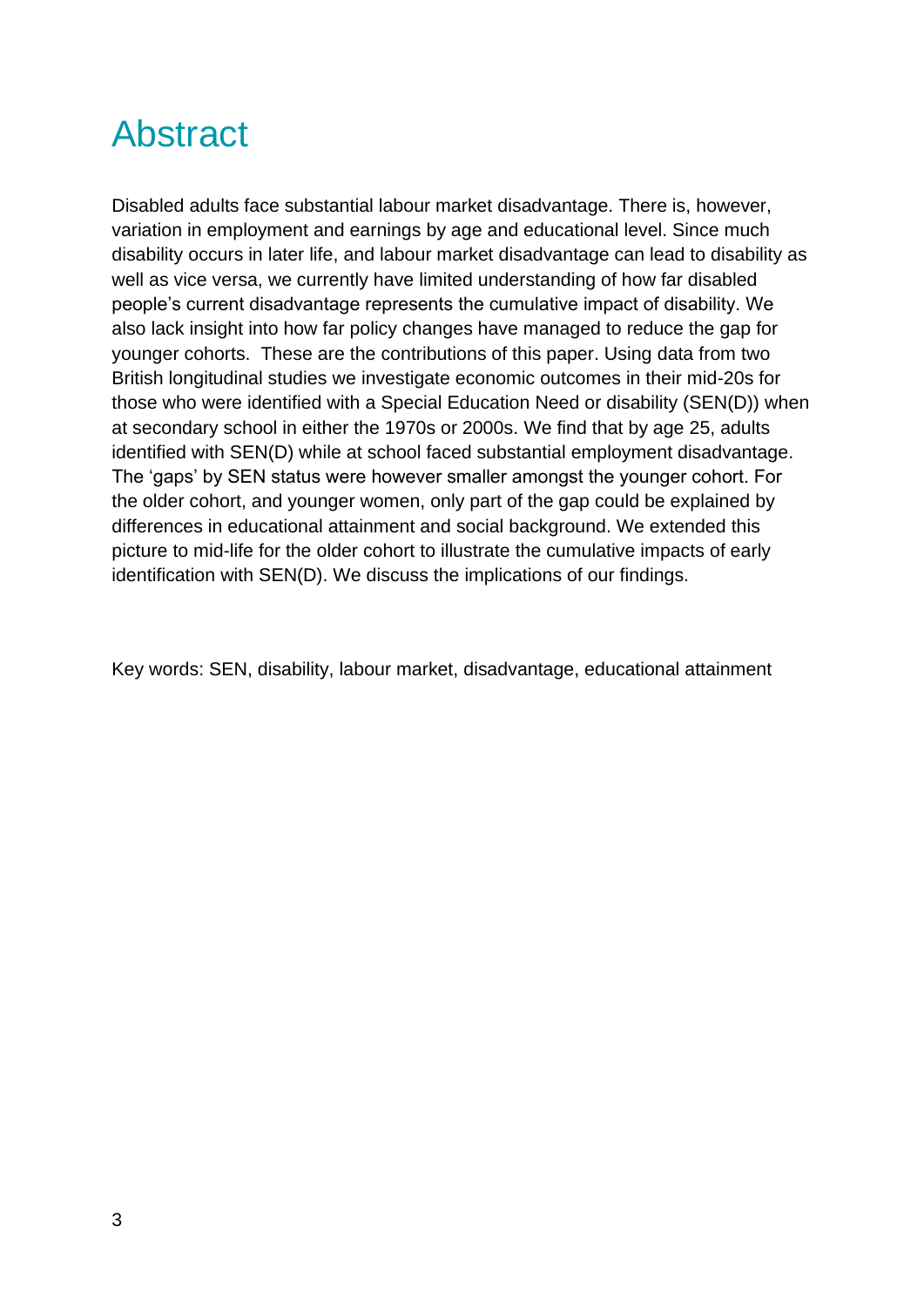# Abstract

Disabled adults face substantial labour market disadvantage. There is, however, variation in employment and earnings by age and educational level. Since much disability occurs in later life, and labour market disadvantage can lead to disability as well as vice versa, we currently have limited understanding of how far disabled people's current disadvantage represents the cumulative impact of disability. We also lack insight into how far policy changes have managed to reduce the gap for younger cohorts. These are the contributions of this paper. Using data from two British longitudinal studies we investigate economic outcomes in their mid-20s for those who were identified with a Special Education Need or disability (SEN(D)) when at secondary school in either the 1970s or 2000s. We find that by age 25, adults identified with SEN(D) while at school faced substantial employment disadvantage. The 'gaps' by SEN status were however smaller amongst the younger cohort. For the older cohort, and younger women, only part of the gap could be explained by differences in educational attainment and social background. We extended this picture to mid-life for the older cohort to illustrate the cumulative impacts of early identification with SEN(D). We discuss the implications of our findings.

Key words: SEN, disability, labour market, disadvantage, educational attainment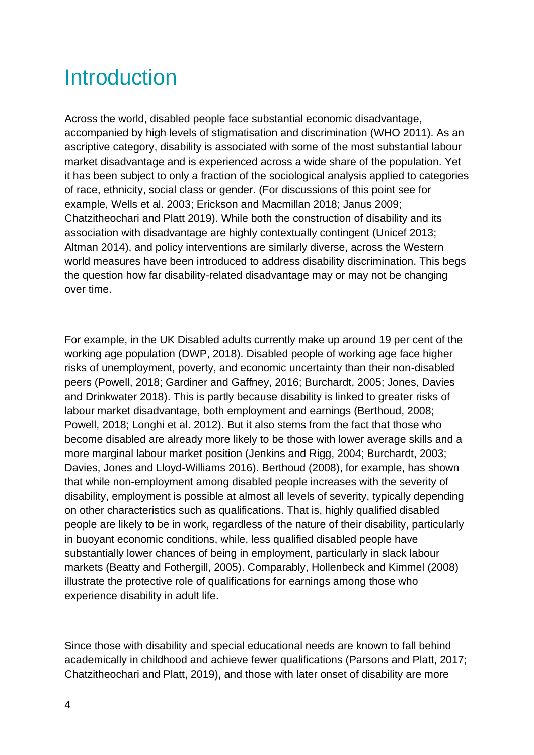# Introduction

Across the world, disabled people face substantial economic disadvantage, accompanied by high levels of stigmatisation and discrimination (WHO 2011). As an ascriptive category, disability is associated with some of the most substantial labour market disadvantage and is experienced across a wide share of the population. Yet it has been subject to only a fraction of the sociological analysis applied to categories of race, ethnicity, social class or gender. (For discussions of this point see for example, Wells et al. 2003; Erickson and Macmillan 2018; Janus 2009; Chatzitheochari and Platt 2019). While both the construction of disability and its association with disadvantage are highly contextually contingent (Unicef 2013; Altman 2014), and policy interventions are similarly diverse, across the Western world measures have been introduced to address disability discrimination. This begs the question how far disability-related disadvantage may or may not be changing over time.

For example, in the UK Disabled adults currently make up around 19 per cent of the working age population (DWP, 2018). Disabled people of working age face higher risks of unemployment, poverty, and economic uncertainty than their non-disabled peers (Powell, 2018; Gardiner and Gaffney, 2016; Burchardt, 2005; Jones, Davies and Drinkwater 2018). This is partly because disability is linked to greater risks of labour market disadvantage, both employment and earnings (Berthoud, 2008; Powell, 2018; Longhi et al. 2012). But it also stems from the fact that those who become disabled are already more likely to be those with lower average skills and a more marginal labour market position (Jenkins and Rigg, 2004; Burchardt, 2003; Davies, Jones and Lloyd-Williams 2016). Berthoud (2008), for example, has shown that while non-employment among disabled people increases with the severity of disability, employment is possible at almost all levels of severity, typically depending on other characteristics such as qualifications. That is, highly qualified disabled people are likely to be in work, regardless of the nature of their disability, particularly in buoyant economic conditions, while, less qualified disabled people have substantially lower chances of being in employment, particularly in slack labour markets (Beatty and Fothergill, 2005). Comparably, Hollenbeck and Kimmel (2008) illustrate the protective role of qualifications for earnings among those who experience disability in adult life.

Since those with disability and special educational needs are known to fall behind academically in childhood and achieve fewer qualifications (Parsons and Platt, 2017; Chatzitheochari and Platt, 2019), and those with later onset of disability are more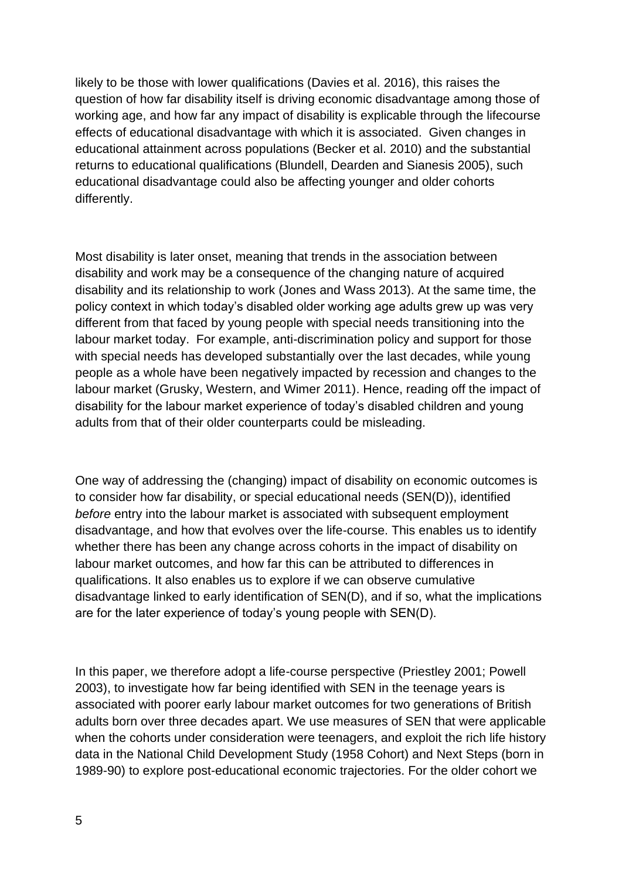likely to be those with lower qualifications (Davies et al. 2016), this raises the question of how far disability itself is driving economic disadvantage among those of working age, and how far any impact of disability is explicable through the lifecourse effects of educational disadvantage with which it is associated. Given changes in educational attainment across populations (Becker et al. 2010) and the substantial returns to educational qualifications (Blundell, Dearden and Sianesis 2005), such educational disadvantage could also be affecting younger and older cohorts differently.

Most disability is later onset, meaning that trends in the association between disability and work may be a consequence of the changing nature of acquired disability and its relationship to work (Jones and Wass 2013). At the same time, the policy context in which today's disabled older working age adults grew up was very different from that faced by young people with special needs transitioning into the labour market today. For example, anti-discrimination policy and support for those with special needs has developed substantially over the last decades, while young people as a whole have been negatively impacted by recession and changes to the labour market (Grusky, Western, and Wimer 2011). Hence, reading off the impact of disability for the labour market experience of today's disabled children and young adults from that of their older counterparts could be misleading.

One way of addressing the (changing) impact of disability on economic outcomes is to consider how far disability, or special educational needs (SEN(D)), identified *before* entry into the labour market is associated with subsequent employment disadvantage, and how that evolves over the life-course. This enables us to identify whether there has been any change across cohorts in the impact of disability on labour market outcomes, and how far this can be attributed to differences in qualifications. It also enables us to explore if we can observe cumulative disadvantage linked to early identification of SEN(D), and if so, what the implications are for the later experience of today's young people with SEN(D).

In this paper, we therefore adopt a life-course perspective (Priestley 2001; Powell 2003), to investigate how far being identified with SEN in the teenage years is associated with poorer early labour market outcomes for two generations of British adults born over three decades apart. We use measures of SEN that were applicable when the cohorts under consideration were teenagers, and exploit the rich life history data in the National Child Development Study (1958 Cohort) and Next Steps (born in 1989-90) to explore post-educational economic trajectories. For the older cohort we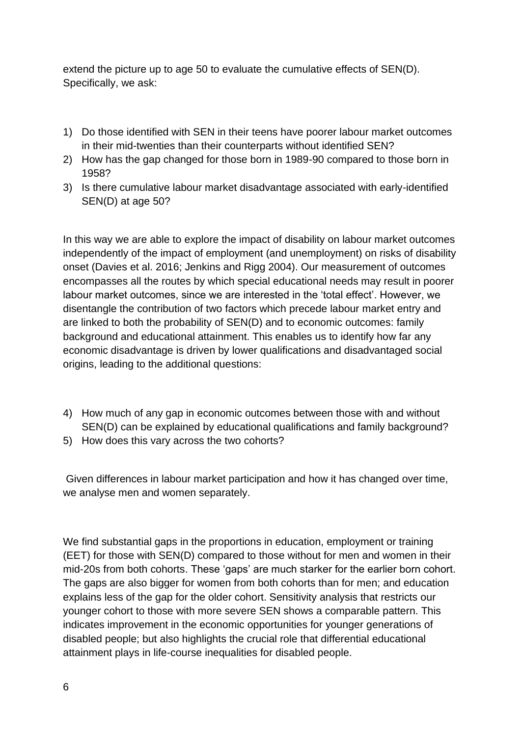extend the picture up to age 50 to evaluate the cumulative effects of SEN(D). Specifically, we ask:

1) Do those identified with SEN in their teens have poorer labour market outcomes in their mid-twenties than their counterparts without identified SEN?
2) How has the gap changed for those born in 1989-90 compared to those born in 1958?
3) Is there cumulative labour market disadvantage associated with early-identified SEN(D) at age 50?

In this way we are able to explore the impact of disability on labour market outcomes independently of the impact of employment (and unemployment) on risks of disability onset (Davies et al. 2016; Jenkins and Rigg 2004). Our measurement of outcomes encompasses all the routes by which special educational needs may result in poorer labour market outcomes, since we are interested in the 'total effect'. However, we disentangle the contribution of two factors which precede labour market entry and are linked to both the probability of SEN(D) and to economic outcomes: family background and educational attainment. This enables us to identify how far any economic disadvantage is driven by lower qualifications and disadvantaged social origins, leading to the additional questions:

4) How much of any gap in economic outcomes between those with and without SEN(D) can be explained by educational qualifications and family background?
5) How does this vary across the two cohorts?

Given differences in labour market participation and how it has changed over time, we analyse men and women separately.

We find substantial gaps in the proportions in education, employment or training (EET) for those with SEN(D) compared to those without for men and women in their mid-20s from both cohorts. These 'gaps' are much starker for the earlier born cohort. The gaps are also bigger for women from both cohorts than for men; and education explains less of the gap for the older cohort. Sensitivity analysis that restricts our younger cohort to those with more severe SEN shows a comparable pattern. This indicates improvement in the economic opportunities for younger generations of disabled people; but also highlights the crucial role that differential educational attainment plays in life-course inequalities for disabled people.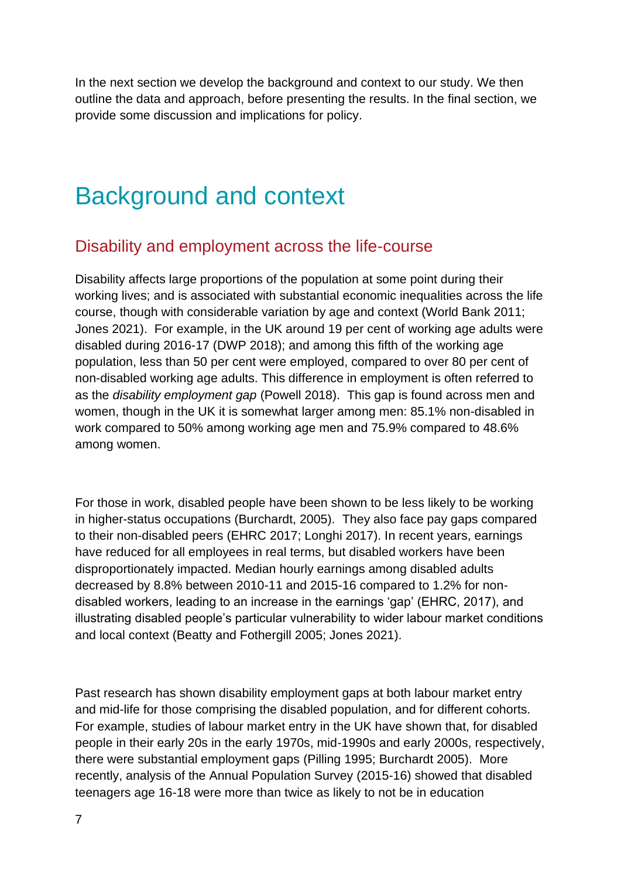In the next section we develop the background and context to our study. We then outline the data and approach, before presenting the results. In the final section, we provide some discussion and implications for policy.

# Background and context

## Disability and employment across the life-course

Disability affects large proportions of the population at some point during their working lives; and is associated with substantial economic inequalities across the life course, though with considerable variation by age and context (World Bank 2011; Jones 2021). For example, in the UK around 19 per cent of working age adults were disabled during 2016-17 (DWP 2018); and among this fifth of the working age population, less than 50 per cent were employed, compared to over 80 per cent of non-disabled working age adults. This difference in employment is often referred to as the *disability employment gap* (Powell 2018). This gap is found across men and women, though in the UK it is somewhat larger among men: 85.1% non-disabled in work compared to 50% among working age men and 75.9% compared to 48.6% among women.

For those in work, disabled people have been shown to be less likely to be working in higher-status occupations (Burchardt, 2005). They also face pay gaps compared to their non-disabled peers (EHRC 2017; Longhi 2017). In recent years, earnings have reduced for all employees in real terms, but disabled workers have been disproportionately impacted. Median hourly earnings among disabled adults decreased by 8.8% between 2010-11 and 2015-16 compared to 1.2% for non-disabled workers, leading to an increase in the earnings 'gap' (EHRC, 2017), and illustrating disabled people's particular vulnerability to wider labour market conditions and local context (Beatty and Fothergill 2005; Jones 2021).

Past research has shown disability employment gaps at both labour market entry and mid-life for those comprising the disabled population, and for different cohorts. For example, studies of labour market entry in the UK have shown that, for disabled people in their early 20s in the early 1970s, mid-1990s and early 2000s, respectively, there were substantial employment gaps (Pilling 1995; Burchardt 2005). More recently, analysis of the Annual Population Survey (2015-16) showed that disabled teenagers age 16-18 were more than twice as likely to not be in education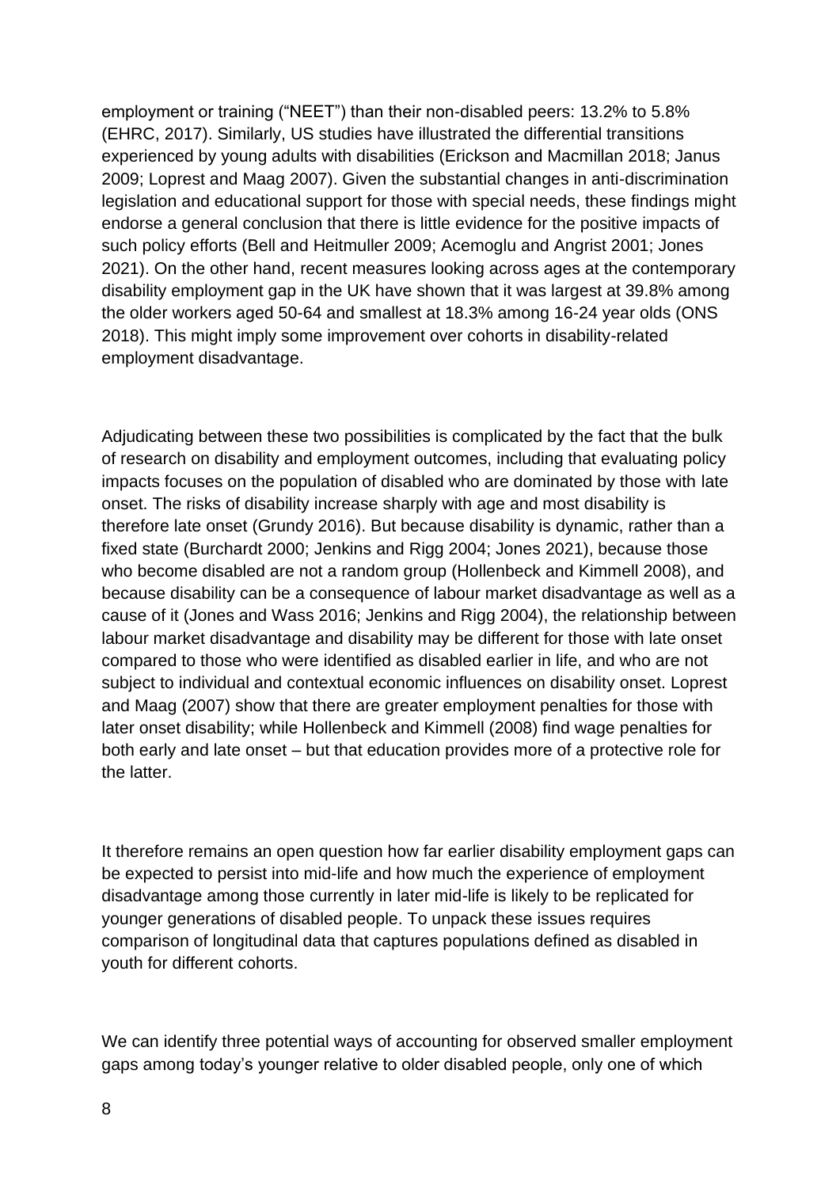employment or training ("NEET") than their non-disabled peers: 13.2% to 5.8% (EHRC, 2017). Similarly, US studies have illustrated the differential transitions experienced by young adults with disabilities (Erickson and Macmillan 2018; Janus 2009; Loprest and Maag 2007). Given the substantial changes in anti-discrimination legislation and educational support for those with special needs, these findings might endorse a general conclusion that there is little evidence for the positive impacts of such policy efforts (Bell and Heitmuller 2009; Acemoglu and Angrist 2001; Jones 2021). On the other hand, recent measures looking across ages at the contemporary disability employment gap in the UK have shown that it was largest at 39.8% among the older workers aged 50-64 and smallest at 18.3% among 16-24 year olds (ONS 2018). This might imply some improvement over cohorts in disability-related employment disadvantage.

Adjudicating between these two possibilities is complicated by the fact that the bulk of research on disability and employment outcomes, including that evaluating policy impacts focuses on the population of disabled who are dominated by those with late onset. The risks of disability increase sharply with age and most disability is therefore late onset (Grundy 2016). But because disability is dynamic, rather than a fixed state (Burchardt 2000; Jenkins and Rigg 2004; Jones 2021), because those who become disabled are not a random group (Hollenbeck and Kimmell 2008), and because disability can be a consequence of labour market disadvantage as well as a cause of it (Jones and Wass 2016; Jenkins and Rigg 2004), the relationship between labour market disadvantage and disability may be different for those with late onset compared to those who were identified as disabled earlier in life, and who are not subject to individual and contextual economic influences on disability onset. Loprest and Maag (2007) show that there are greater employment penalties for those with later onset disability; while Hollenbeck and Kimmell (2008) find wage penalties for both early and late onset – but that education provides more of a protective role for the latter.

It therefore remains an open question how far earlier disability employment gaps can be expected to persist into mid-life and how much the experience of employment disadvantage among those currently in later mid-life is likely to be replicated for younger generations of disabled people. To unpack these issues requires comparison of longitudinal data that captures populations defined as disabled in youth for different cohorts.

We can identify three potential ways of accounting for observed smaller employment gaps among today's younger relative to older disabled people, only one of which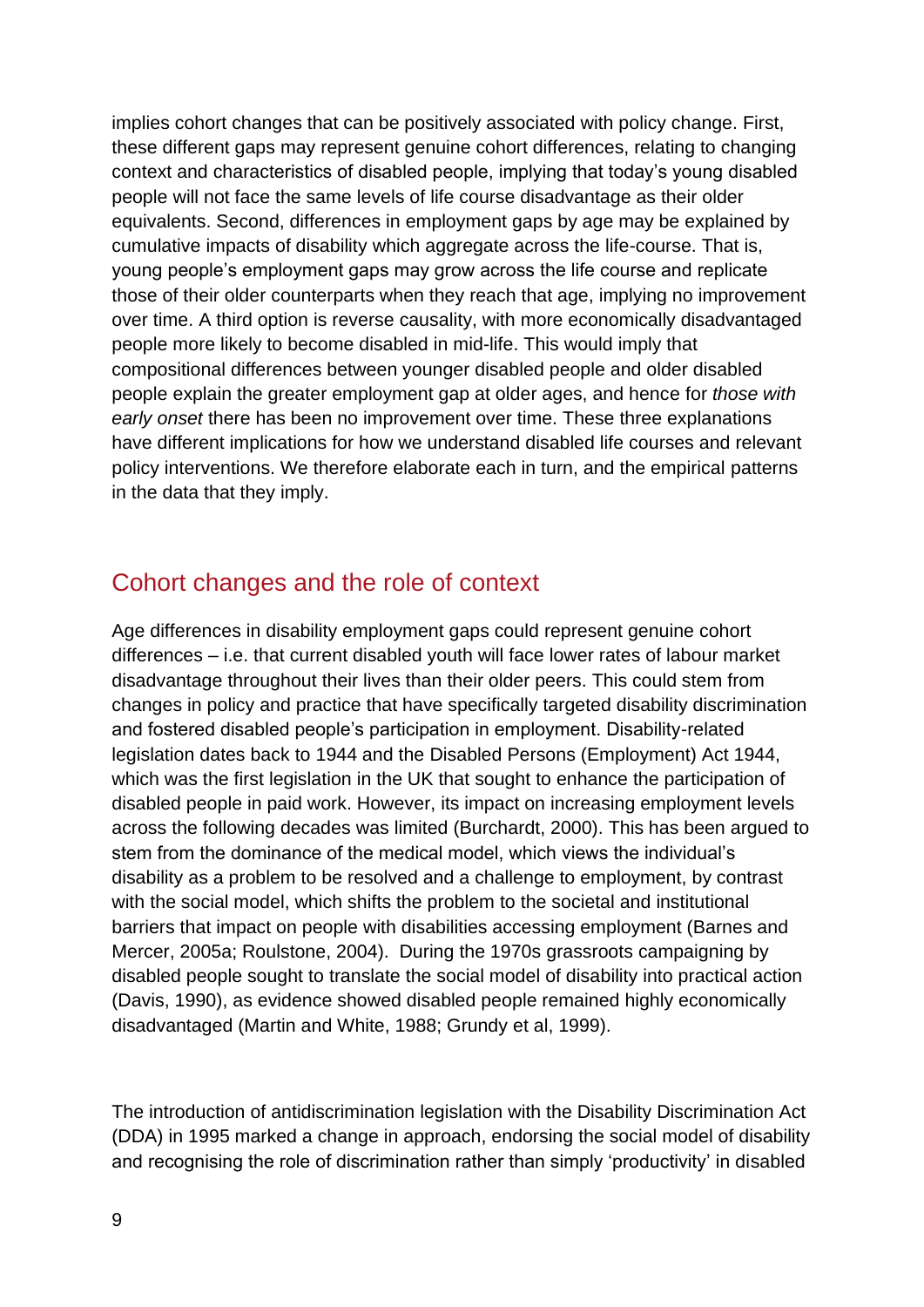implies cohort changes that can be positively associated with policy change. First, these different gaps may represent genuine cohort differences, relating to changing context and characteristics of disabled people, implying that today's young disabled people will not face the same levels of life course disadvantage as their older equivalents. Second, differences in employment gaps by age may be explained by cumulative impacts of disability which aggregate across the life-course. That is, young people's employment gaps may grow across the life course and replicate those of their older counterparts when they reach that age, implying no improvement over time. A third option is reverse causality, with more economically disadvantaged people more likely to become disabled in mid-life. This would imply that compositional differences between younger disabled people and older disabled people explain the greater employment gap at older ages, and hence for *those with early onset* there has been no improvement over time. These three explanations have different implications for how we understand disabled life courses and relevant policy interventions. We therefore elaborate each in turn, and the empirical patterns in the data that they imply.

## Cohort changes and the role of context

Age differences in disability employment gaps could represent genuine cohort differences – i.e. that current disabled youth will face lower rates of labour market disadvantage throughout their lives than their older peers. This could stem from changes in policy and practice that have specifically targeted disability discrimination and fostered disabled people's participation in employment. Disability-related legislation dates back to 1944 and the Disabled Persons (Employment) Act 1944, which was the first legislation in the UK that sought to enhance the participation of disabled people in paid work. However, its impact on increasing employment levels across the following decades was limited (Burchardt, 2000). This has been argued to stem from the dominance of the medical model, which views the individual's disability as a problem to be resolved and a challenge to employment, by contrast with the social model, which shifts the problem to the societal and institutional barriers that impact on people with disabilities accessing employment (Barnes and Mercer, 2005a; Roulstone, 2004). During the 1970s grassroots campaigning by disabled people sought to translate the social model of disability into practical action (Davis, 1990), as evidence showed disabled people remained highly economically disadvantaged (Martin and White, 1988; Grundy et al, 1999).

The introduction of antidiscrimination legislation with the Disability Discrimination Act (DDA) in 1995 marked a change in approach, endorsing the social model of disability and recognising the role of discrimination rather than simply 'productivity' in disabled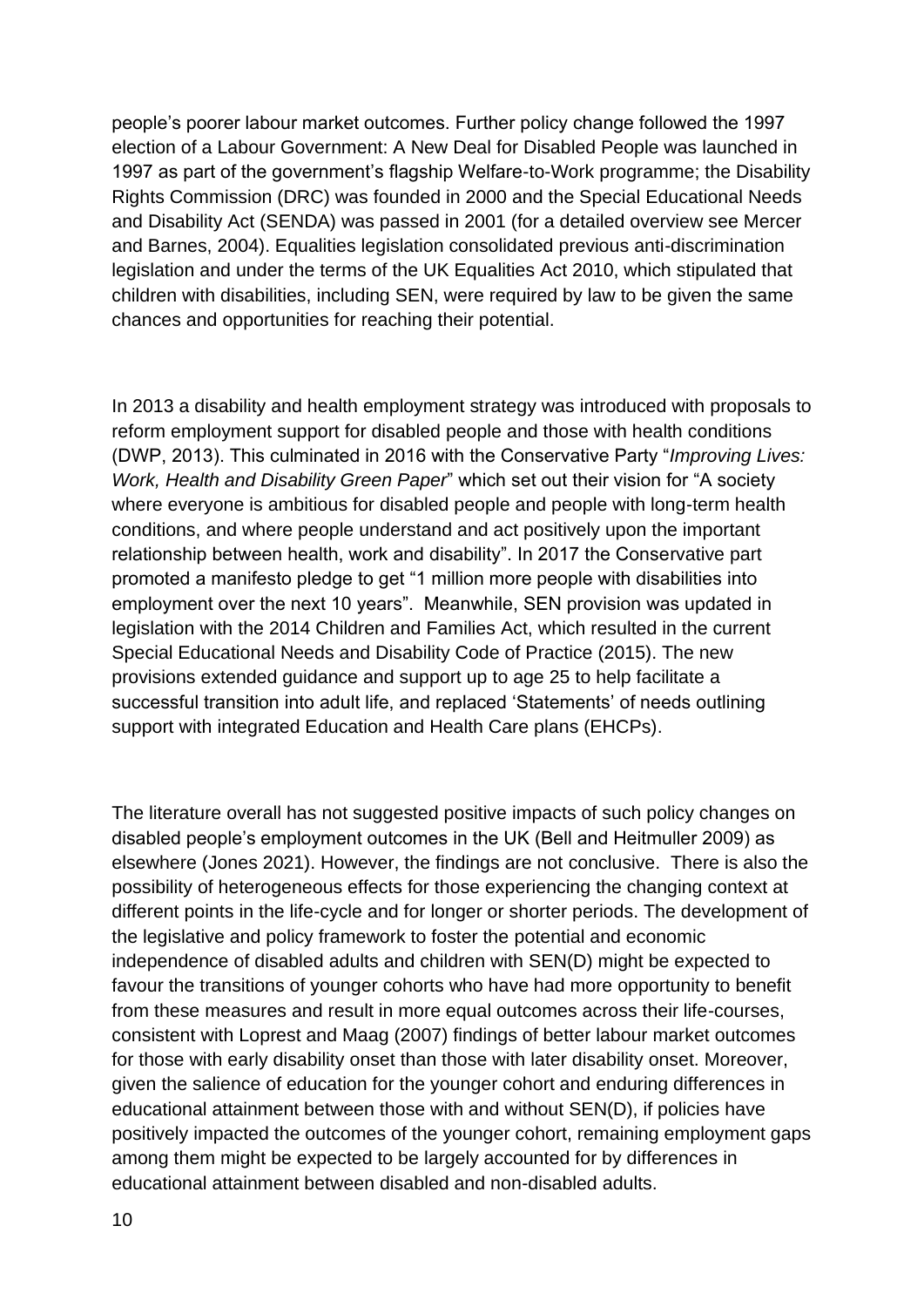people's poorer labour market outcomes. Further policy change followed the 1997 election of a Labour Government: A New Deal for Disabled People was launched in 1997 as part of the government's flagship Welfare-to-Work programme; the Disability Rights Commission (DRC) was founded in 2000 and the Special Educational Needs and Disability Act (SENDA) was passed in 2001 (for a detailed overview see Mercer and Barnes, 2004). Equalities legislation consolidated previous anti-discrimination legislation and under the terms of the UK Equalities Act 2010, which stipulated that children with disabilities, including SEN, were required by law to be given the same chances and opportunities for reaching their potential.

In 2013 a disability and health employment strategy was introduced with proposals to reform employment support for disabled people and those with health conditions (DWP, 2013). This culminated in 2016 with the Conservative Party "*Improving Lives: Work, Health and Disability Green Paper*" which set out their vision for "A society where everyone is ambitious for disabled people and people with long-term health conditions, and where people understand and act positively upon the important relationship between health, work and disability". In 2017 the Conservative part promoted a manifesto pledge to get "1 million more people with disabilities into employment over the next 10 years". Meanwhile, SEN provision was updated in legislation with the 2014 Children and Families Act, which resulted in the current Special Educational Needs and Disability Code of Practice (2015). The new provisions extended guidance and support up to age 25 to help facilitate a successful transition into adult life, and replaced 'Statements' of needs outlining support with integrated Education and Health Care plans (EHCPs).

The literature overall has not suggested positive impacts of such policy changes on disabled people's employment outcomes in the UK (Bell and Heitmuller 2009) as elsewhere (Jones 2021). However, the findings are not conclusive. There is also the possibility of heterogeneous effects for those experiencing the changing context at different points in the life-cycle and for longer or shorter periods. The development of the legislative and policy framework to foster the potential and economic independence of disabled adults and children with SEN(D) might be expected to favour the transitions of younger cohorts who have had more opportunity to benefit from these measures and result in more equal outcomes across their life-courses, consistent with Loprest and Maag (2007) findings of better labour market outcomes for those with early disability onset than those with later disability onset. Moreover, given the salience of education for the younger cohort and enduring differences in educational attainment between those with and without SEN(D), if policies have positively impacted the outcomes of the younger cohort, remaining employment gaps among them might be expected to be largely accounted for by differences in educational attainment between disabled and non-disabled adults.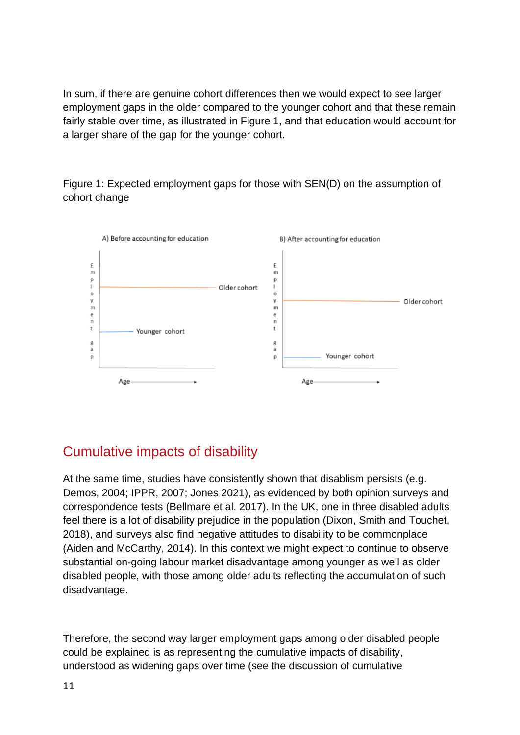In sum, if there are genuine cohort differences then we would expect to see larger employment gaps in the older compared to the younger cohort and that these remain fairly stable over time, as illustrated in Figure 1, and that education would account for a larger share of the gap for the younger cohort.

Figure 1: Expected employment gaps for those with SEN(D) on the assumption of cohort change

A) Before accounting for education

B) After accounting for education

Employment gap

Older cohort

Younger cohort

Age

## Cumulative impacts of disability

At the same time, studies have consistently shown that disablism persists (e.g. Demos, 2004; IPPR, 2007; Jones 2021), as evidenced by both opinion surveys and correspondence tests (Bellmare et al. 2017). In the UK, one in three disabled adults feel there is a lot of disability prejudice in the population (Dixon, Smith and Touchet, 2018), and surveys also find negative attitudes to disability to be commonplace (Aiden and McCarthy, 2014). In this context we might expect to continue to observe substantial on-going labour market disadvantage among younger as well as older disabled people, with those among older adults reflecting the accumulation of such disadvantage.

Therefore, the second way larger employment gaps among older disabled people could be explained is as representing the cumulative impacts of disability, understood as widening gaps over time (see the discussion of cumulative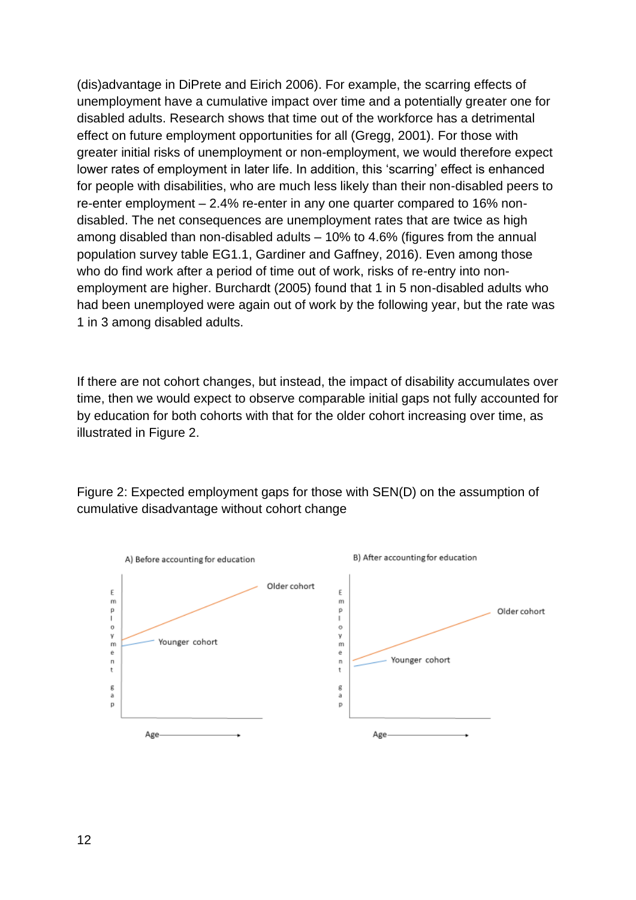(dis)advantage in DiPrete and Eirich 2006). For example, the scarring effects of unemployment have a cumulative impact over time and a potentially greater one for disabled adults. Research shows that time out of the workforce has a detrimental effect on future employment opportunities for all (Gregg, 2001). For those with greater initial risks of unemployment or non-employment, we would therefore expect lower rates of employment in later life. In addition, this 'scarring' effect is enhanced for people with disabilities, who are much less likely than their non-disabled peers to re-enter employment – 2.4% re-enter in any one quarter compared to 16% non-disabled. The net consequences are unemployment rates that are twice as high among disabled than non-disabled adults – 10% to 4.6% (figures from the annual population survey table EG1.1, Gardiner and Gaffney, 2016). Even among those who do find work after a period of time out of work, risks of re-entry into non-employment are higher. Burchardt (2005) found that 1 in 5 non-disabled adults who had been unemployed were again out of work by the following year, but the rate was 1 in 3 among disabled adults.

If there are not cohort changes, but instead, the impact of disability accumulates over time, then we would expect to observe comparable initial gaps not fully accounted for by education for both cohorts with that for the older cohort increasing over time, as illustrated in Figure 2.

Figure 2: Expected employment gaps for those with SEN(D) on the assumption of cumulative disadvantage without cohort change

A) Before accounting for education

B) After accounting for education

Employment gap

Older cohort

Younger cohort

Age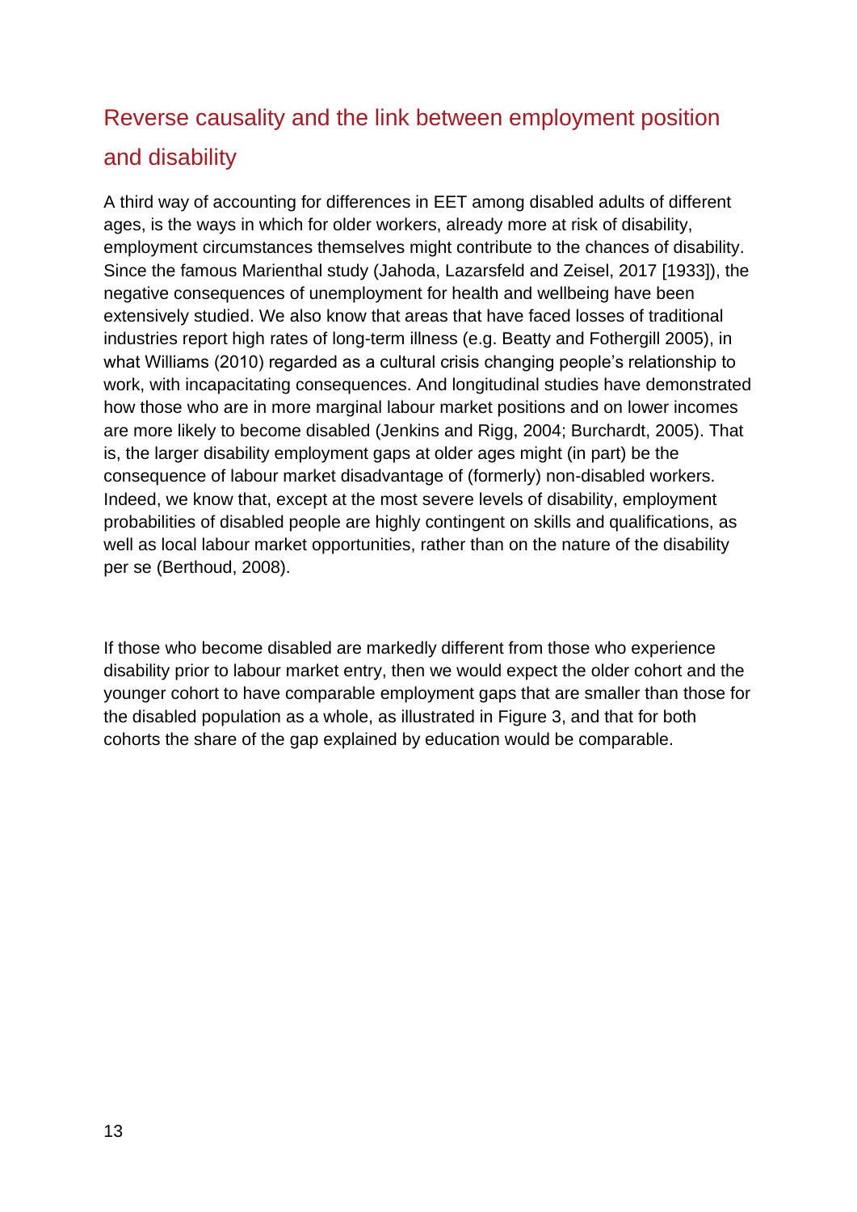## Reverse causality and the link between employment position and disability

A third way of accounting for differences in EET among disabled adults of different ages, is the ways in which for older workers, already more at risk of disability, employment circumstances themselves might contribute to the chances of disability. Since the famous Marienthal study (Jahoda, Lazarsfeld and Zeisel, 2017 [1933]), the negative consequences of unemployment for health and wellbeing have been extensively studied. We also know that areas that have faced losses of traditional industries report high rates of long-term illness (e.g. Beatty and Fothergill 2005), in what Williams (2010) regarded as a cultural crisis changing people's relationship to work, with incapacitating consequences. And longitudinal studies have demonstrated how those who are in more marginal labour market positions and on lower incomes are more likely to become disabled (Jenkins and Rigg, 2004; Burchardt, 2005). That is, the larger disability employment gaps at older ages might (in part) be the consequence of labour market disadvantage of (formerly) non-disabled workers. Indeed, we know that, except at the most severe levels of disability, employment probabilities of disabled people are highly contingent on skills and qualifications, as well as local labour market opportunities, rather than on the nature of the disability per se (Berthoud, 2008).

If those who become disabled are markedly different from those who experience disability prior to labour market entry, then we would expect the older cohort and the younger cohort to have comparable employment gaps that are smaller than those for the disabled population as a whole, as illustrated in Figure 3, and that for both cohorts the share of the gap explained by education would be comparable.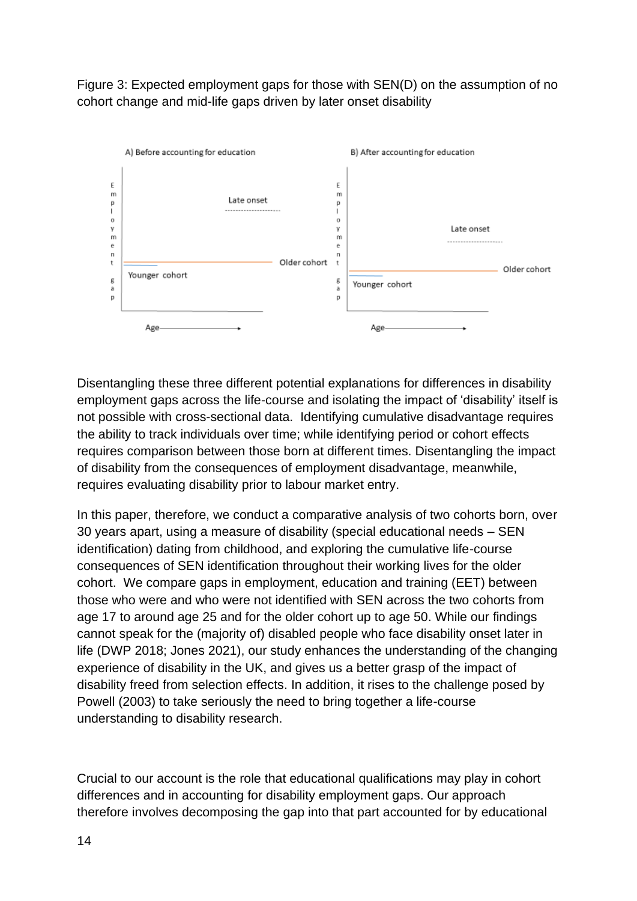Figure 3: Expected employment gaps for those with SEN(D) on the assumption of no cohort change and mid-life gaps driven by later onset disability

Disentangling these three different potential explanations for differences in disability employment gaps across the life-course and isolating the impact of 'disability' itself is not possible with cross-sectional data. Identifying cumulative disadvantage requires the ability to track individuals over time; while identifying period or cohort effects requires comparison between those born at different times. Disentangling the impact of disability from the consequences of employment disadvantage, meanwhile, requires evaluating disability prior to labour market entry.

In this paper, therefore, we conduct a comparative analysis of two cohorts born, over 30 years apart, using a measure of disability (special educational needs – SEN identification) dating from childhood, and exploring the cumulative life-course consequences of SEN identification throughout their working lives for the older cohort. We compare gaps in employment, education and training (EET) between those who were and who were not identified with SEN across the two cohorts from age 17 to around age 25 and for the older cohort up to age 50. While our findings cannot speak for the (majority of) disabled people who face disability onset later in life (DWP 2018; Jones 2021), our study enhances the understanding of the changing experience of disability in the UK, and gives us a better grasp of the impact of disability freed from selection effects. In addition, it rises to the challenge posed by Powell (2003) to take seriously the need to bring together a life-course understanding to disability research.

Crucial to our account is the role that educational qualifications may play in cohort differences and in accounting for disability employment gaps. Our approach therefore involves decomposing the gap into that part accounted for by educational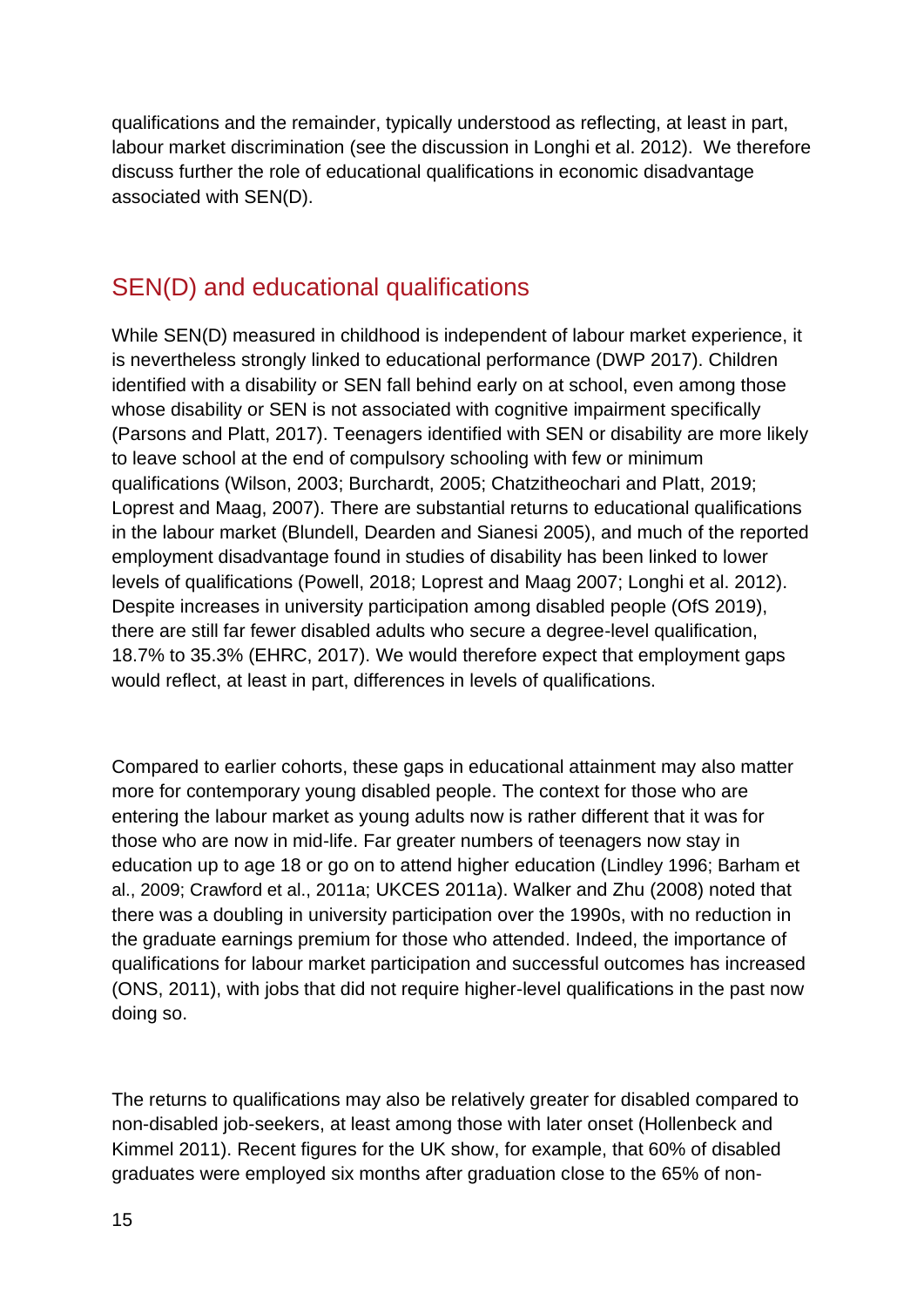qualifications and the remainder, typically understood as reflecting, at least in part, labour market discrimination (see the discussion in Longhi et al. 2012). We therefore discuss further the role of educational qualifications in economic disadvantage associated with SEN(D).

## SEN(D) and educational qualifications

While SEN(D) measured in childhood is independent of labour market experience, it is nevertheless strongly linked to educational performance (DWP 2017). Children identified with a disability or SEN fall behind early on at school, even among those whose disability or SEN is not associated with cognitive impairment specifically (Parsons and Platt, 2017). Teenagers identified with SEN or disability are more likely to leave school at the end of compulsory schooling with few or minimum qualifications (Wilson, 2003; Burchardt, 2005; Chatzitheochari and Platt, 2019; Loprest and Maag, 2007). There are substantial returns to educational qualifications in the labour market (Blundell, Dearden and Sianesi 2005), and much of the reported employment disadvantage found in studies of disability has been linked to lower levels of qualifications (Powell, 2018; Loprest and Maag 2007; Longhi et al. 2012). Despite increases in university participation among disabled people (OfS 2019), there are still far fewer disabled adults who secure a degree-level qualification, 18.7% to 35.3% (EHRC, 2017). We would therefore expect that employment gaps would reflect, at least in part, differences in levels of qualifications.

Compared to earlier cohorts, these gaps in educational attainment may also matter more for contemporary young disabled people. The context for those who are entering the labour market as young adults now is rather different that it was for those who are now in mid-life. Far greater numbers of teenagers now stay in education up to age 18 or go on to attend higher education (Lindley 1996; Barham et al., 2009; Crawford et al., 2011a; UKCES 2011a). Walker and Zhu (2008) noted that there was a doubling in university participation over the 1990s, with no reduction in the graduate earnings premium for those who attended. Indeed, the importance of qualifications for labour market participation and successful outcomes has increased (ONS, 2011), with jobs that did not require higher-level qualifications in the past now doing so.

The returns to qualifications may also be relatively greater for disabled compared to non-disabled job-seekers, at least among those with later onset (Hollenbeck and Kimmel 2011). Recent figures for the UK show, for example, that 60% of disabled graduates were employed six months after graduation close to the 65% of non-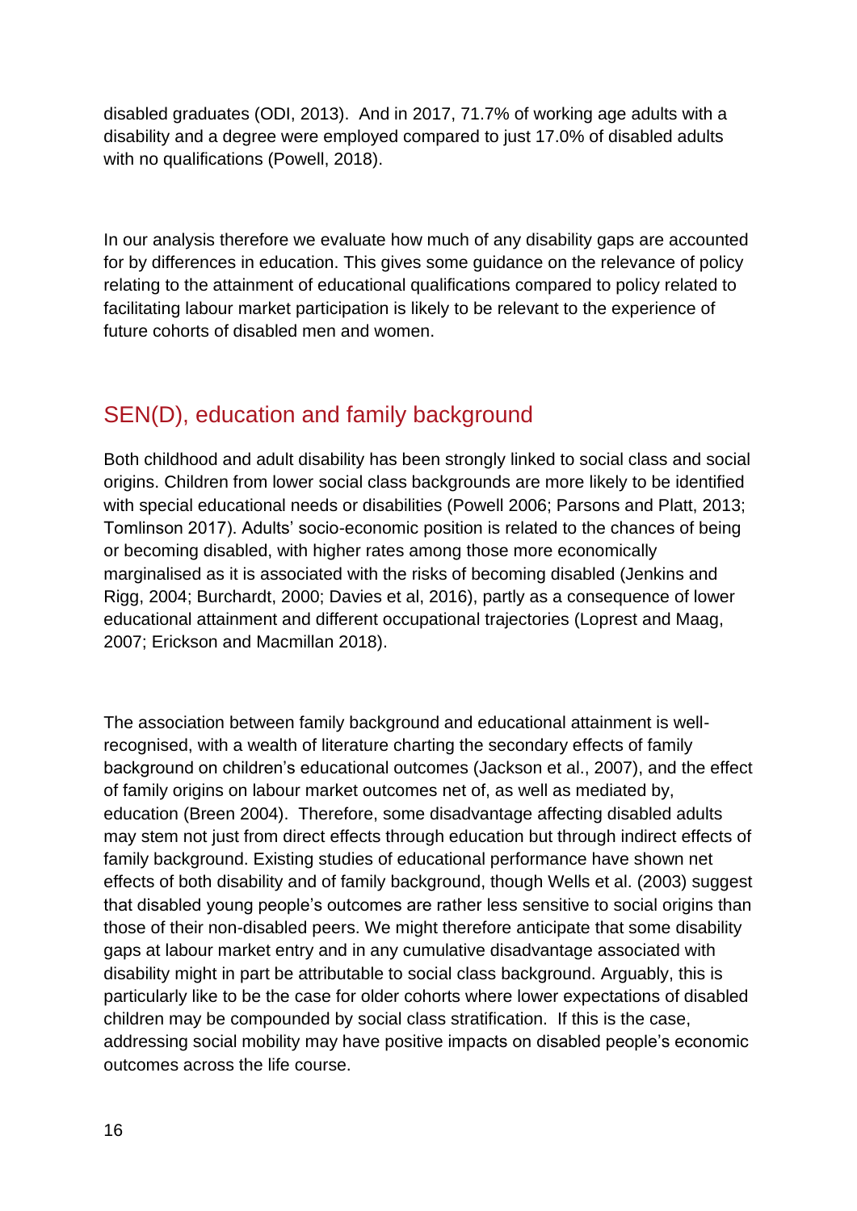disabled graduates (ODI, 2013). And in 2017, 71.7% of working age adults with a disability and a degree were employed compared to just 17.0% of disabled adults with no qualifications (Powell, 2018).

In our analysis therefore we evaluate how much of any disability gaps are accounted for by differences in education. This gives some guidance on the relevance of policy relating to the attainment of educational qualifications compared to policy related to facilitating labour market participation is likely to be relevant to the experience of future cohorts of disabled men and women.

## SEN(D), education and family background

Both childhood and adult disability has been strongly linked to social class and social origins. Children from lower social class backgrounds are more likely to be identified with special educational needs or disabilities (Powell 2006; Parsons and Platt, 2013; Tomlinson 2017). Adults' socio-economic position is related to the chances of being or becoming disabled, with higher rates among those more economically marginalised as it is associated with the risks of becoming disabled (Jenkins and Rigg, 2004; Burchardt, 2000; Davies et al, 2016), partly as a consequence of lower educational attainment and different occupational trajectories (Loprest and Maag, 2007; Erickson and Macmillan 2018).

The association between family background and educational attainment is well-recognised, with a wealth of literature charting the secondary effects of family background on children's educational outcomes (Jackson et al., 2007), and the effect of family origins on labour market outcomes net of, as well as mediated by, education (Breen 2004). Therefore, some disadvantage affecting disabled adults may stem not just from direct effects through education but through indirect effects of family background. Existing studies of educational performance have shown net effects of both disability and of family background, though Wells et al. (2003) suggest that disabled young people's outcomes are rather less sensitive to social origins than those of their non-disabled peers. We might therefore anticipate that some disability gaps at labour market entry and in any cumulative disadvantage associated with disability might in part be attributable to social class background. Arguably, this is particularly like to be the case for older cohorts where lower expectations of disabled children may be compounded by social class stratification. If this is the case, addressing social mobility may have positive impacts on disabled people's economic outcomes across the life course.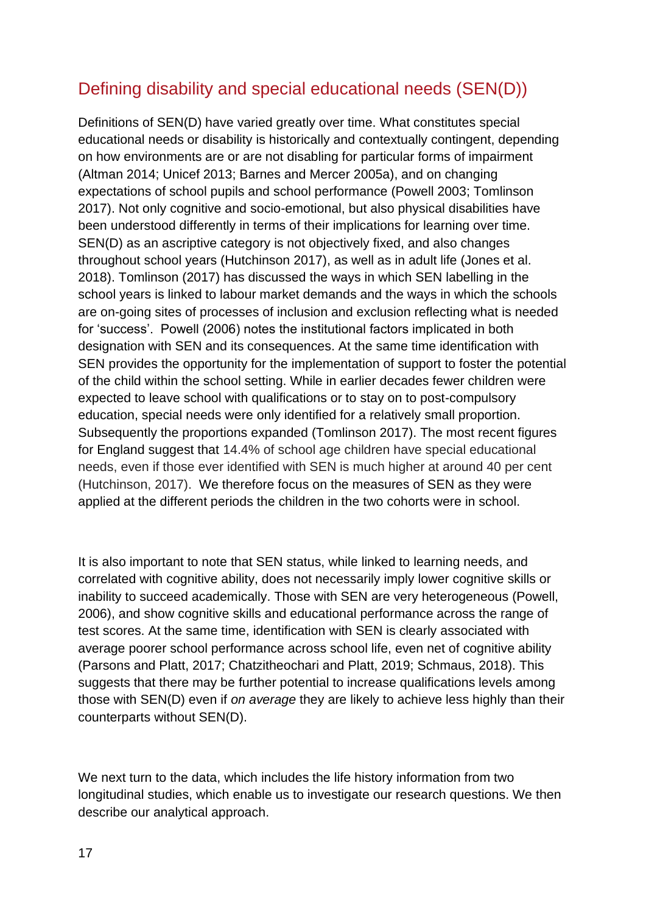## Defining disability and special educational needs (SEN(D))

Definitions of SEN(D) have varied greatly over time. What constitutes special educational needs or disability is historically and contextually contingent, depending on how environments are or are not disabling for particular forms of impairment (Altman 2014; Unicef 2013; Barnes and Mercer 2005a), and on changing expectations of school pupils and school performance (Powell 2003; Tomlinson 2017). Not only cognitive and socio-emotional, but also physical disabilities have been understood differently in terms of their implications for learning over time. SEN(D) as an ascriptive category is not objectively fixed, and also changes throughout school years (Hutchinson 2017), as well as in adult life (Jones et al. 2018). Tomlinson (2017) has discussed the ways in which SEN labelling in the school years is linked to labour market demands and the ways in which the schools are on-going sites of processes of inclusion and exclusion reflecting what is needed for 'success'. Powell (2006) notes the institutional factors implicated in both designation with SEN and its consequences. At the same time identification with SEN provides the opportunity for the implementation of support to foster the potential of the child within the school setting. While in earlier decades fewer children were expected to leave school with qualifications or to stay on to post-compulsory education, special needs were only identified for a relatively small proportion. Subsequently the proportions expanded (Tomlinson 2017). The most recent figures for England suggest that 14.4% of school age children have special educational needs, even if those ever identified with SEN is much higher at around 40 per cent (Hutchinson, 2017). We therefore focus on the measures of SEN as they were applied at the different periods the children in the two cohorts were in school.

It is also important to note that SEN status, while linked to learning needs, and correlated with cognitive ability, does not necessarily imply lower cognitive skills or inability to succeed academically. Those with SEN are very heterogeneous (Powell, 2006), and show cognitive skills and educational performance across the range of test scores. At the same time, identification with SEN is clearly associated with average poorer school performance across school life, even net of cognitive ability (Parsons and Platt, 2017; Chatzitheochari and Platt, 2019; Schmaus, 2018). This suggests that there may be further potential to increase qualifications levels among those with SEN(D) even if *on average* they are likely to achieve less highly than their counterparts without SEN(D).

We next turn to the data, which includes the life history information from two longitudinal studies, which enable us to investigate our research questions. We then describe our analytical approach.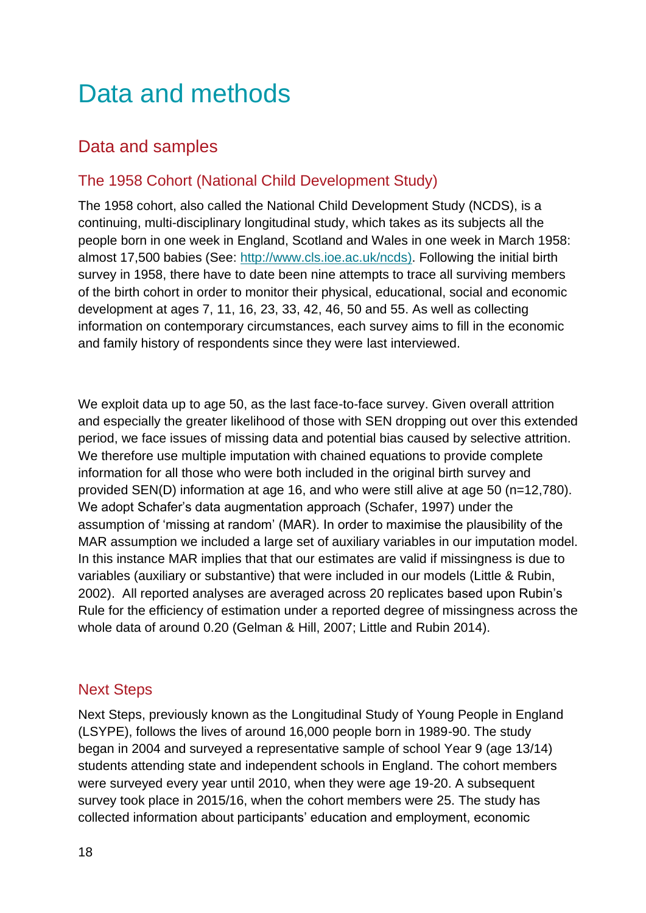# Data and methods

## Data and samples

### The 1958 Cohort (National Child Development Study)

The 1958 cohort, also called the National Child Development Study (NCDS), is a continuing, multi-disciplinary longitudinal study, which takes as its subjects all the people born in one week in England, Scotland and Wales in one week in March 1958: almost 17,500 babies (See: [http://www.cls.ioe.ac.uk/ncds)](http://www.cls.ioe.ac.uk/ncds). Following the initial birth survey in 1958, there have to date been nine attempts to trace all surviving members of the birth cohort in order to monitor their physical, educational, social and economic development at ages 7, 11, 16, 23, 33, 42, 46, 50 and 55. As well as collecting information on contemporary circumstances, each survey aims to fill in the economic and family history of respondents since they were last interviewed.

We exploit data up to age 50, as the last face-to-face survey. Given overall attrition and especially the greater likelihood of those with SEN dropping out over this extended period, we face issues of missing data and potential bias caused by selective attrition. We therefore use multiple imputation with chained equations to provide complete information for all those who were both included in the original birth survey and provided SEN(D) information at age 16, and who were still alive at age 50 (n=12,780). We adopt Schafer's data augmentation approach (Schafer, 1997) under the assumption of 'missing at random' (MAR). In order to maximise the plausibility of the MAR assumption we included a large set of auxiliary variables in our imputation model. In this instance MAR implies that that our estimates are valid if missingness is due to variables (auxiliary or substantive) that were included in our models (Little & Rubin, 2002). All reported analyses are averaged across 20 replicates based upon Rubin's Rule for the efficiency of estimation under a reported degree of missingness across the whole data of around 0.20 (Gelman & Hill, 2007; Little and Rubin 2014).

### Next Steps

Next Steps, previously known as the Longitudinal Study of Young People in England (LSYPE), follows the lives of around 16,000 people born in 1989-90. The study began in 2004 and surveyed a representative sample of school Year 9 (age 13/14) students attending state and independent schools in England. The cohort members were surveyed every year until 2010, when they were age 19-20. A subsequent survey took place in 2015/16, when the cohort members were 25. The study has collected information about participants' education and employment, economic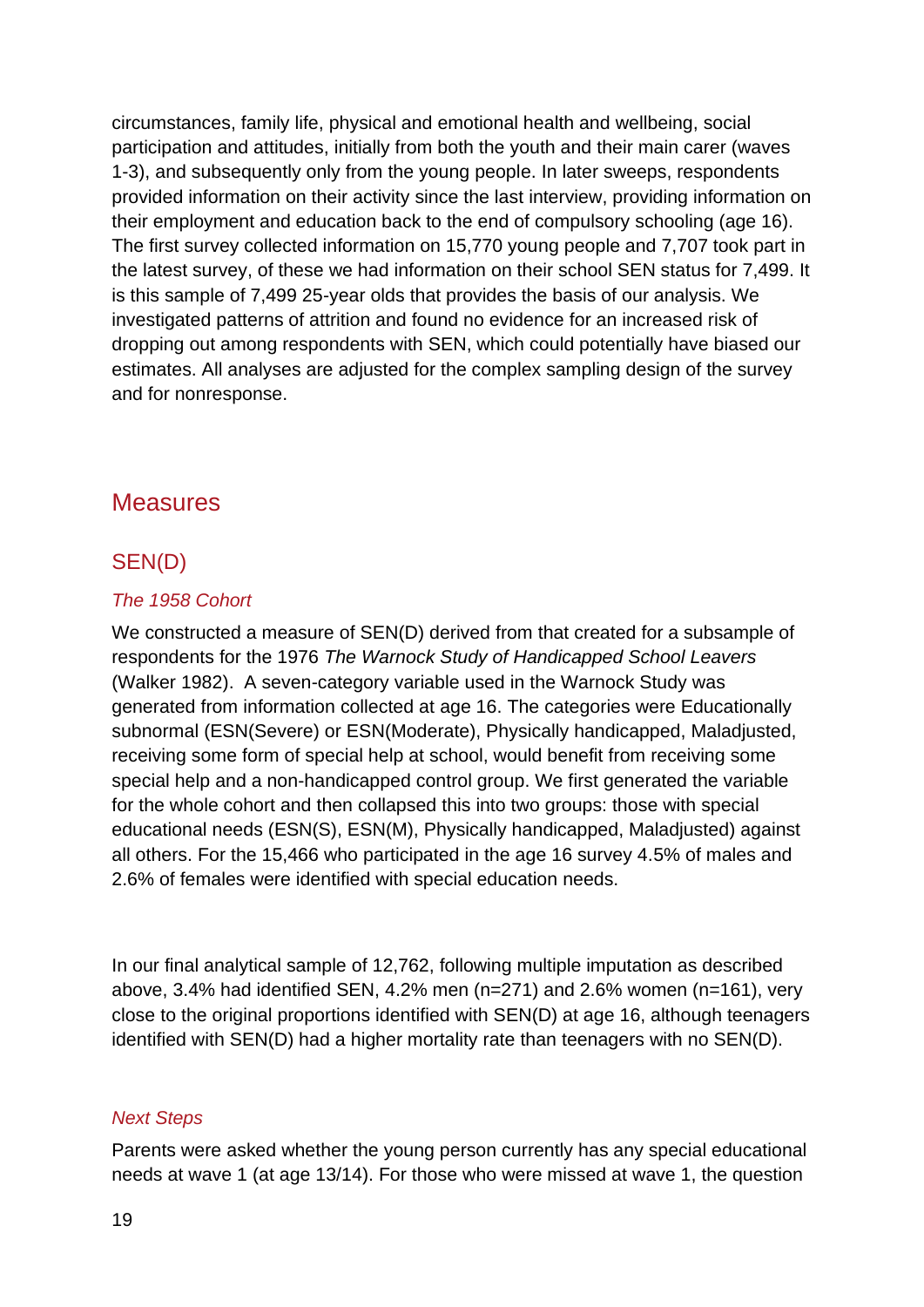circumstances, family life, physical and emotional health and wellbeing, social participation and attitudes, initially from both the youth and their main carer (waves 1-3), and subsequently only from the young people. In later sweeps, respondents provided information on their activity since the last interview, providing information on their employment and education back to the end of compulsory schooling (age 16). The first survey collected information on 15,770 young people and 7,707 took part in the latest survey, of these we had information on their school SEN status for 7,499. It is this sample of 7,499 25-year olds that provides the basis of our analysis. We investigated patterns of attrition and found no evidence for an increased risk of dropping out among respondents with SEN, which could potentially have biased our estimates. All analyses are adjusted for the complex sampling design of the survey and for nonresponse.

## Measures

### SEN(D)

#### *The 1958 Cohort*

We constructed a measure of SEN(D) derived from that created for a subsample of respondents for the 1976 *The Warnock Study of Handicapped School Leavers* (Walker 1982). A seven-category variable used in the Warnock Study was generated from information collected at age 16. The categories were Educationally subnormal (ESN(Severe) or ESN(Moderate), Physically handicapped, Maladjusted, receiving some form of special help at school, would benefit from receiving some special help and a non-handicapped control group. We first generated the variable for the whole cohort and then collapsed this into two groups: those with special educational needs (ESN(S), ESN(M), Physically handicapped, Maladjusted) against all others. For the 15,466 who participated in the age 16 survey 4.5% of males and 2.6% of females were identified with special education needs.

In our final analytical sample of 12,762, following multiple imputation as described above, 3.4% had identified SEN, 4.2% men (n=271) and 2.6% women (n=161), very close to the original proportions identified with SEN(D) at age 16, although teenagers identified with SEN(D) had a higher mortality rate than teenagers with no SEN(D).

#### *Next Steps*

Parents were asked whether the young person currently has any special educational needs at wave 1 (at age 13/14). For those who were missed at wave 1, the question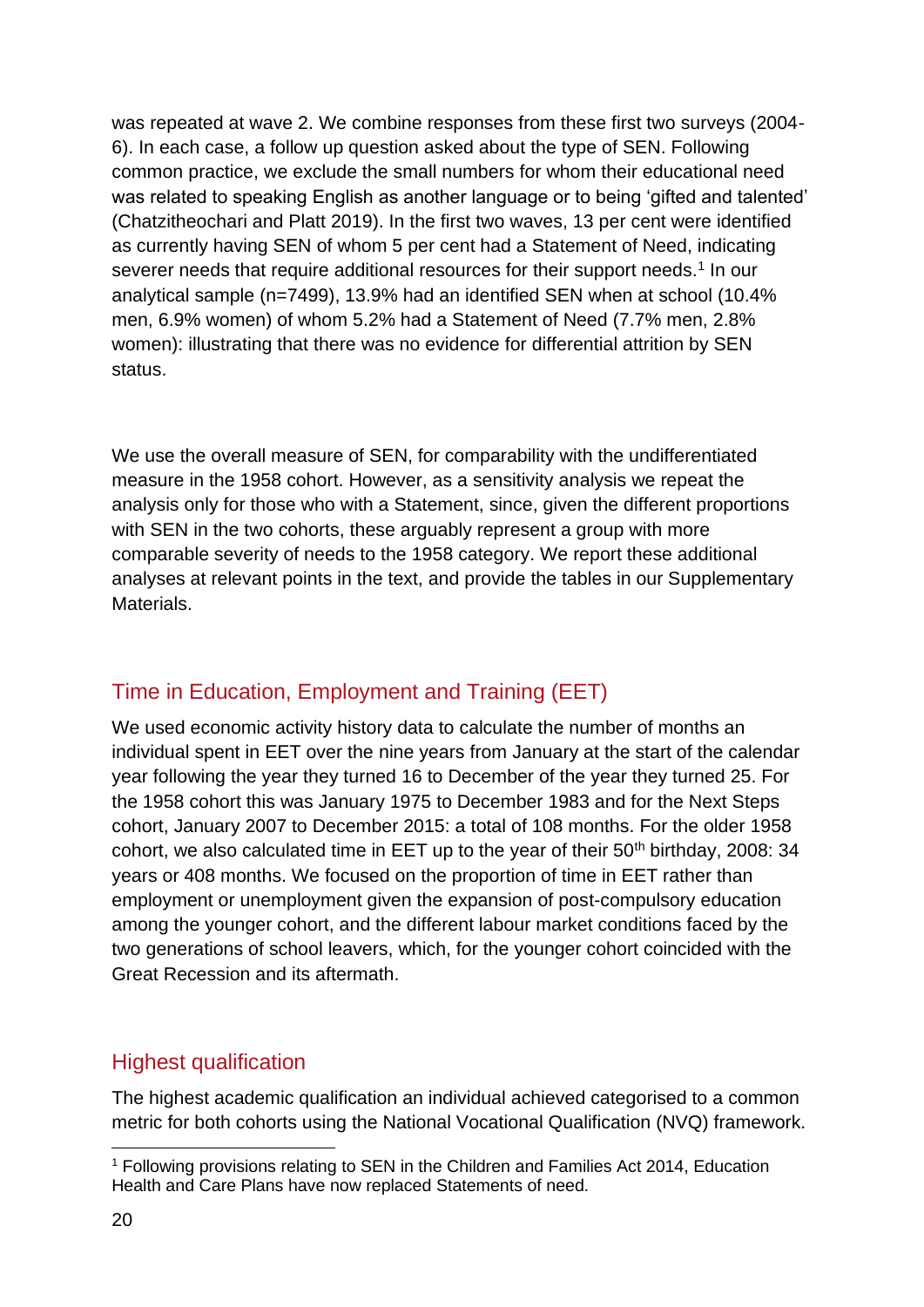was repeated at wave 2. We combine responses from these first two surveys (2004-6). In each case, a follow up question asked about the type of SEN. Following common practice, we exclude the small numbers for whom their educational need was related to speaking English as another language or to being 'gifted and talented' (Chatzitheochari and Platt 2019). In the first two waves, 13 per cent were identified as currently having SEN of whom 5 per cent had a Statement of Need, indicating severer needs that require additional resources for their support needs.[1] In our analytical sample (n=7499), 13.9% had an identified SEN when at school (10.4% men, 6.9% women) of whom 5.2% had a Statement of Need (7.7% men, 2.8% women): illustrating that there was no evidence for differential attrition by SEN status.

We use the overall measure of SEN, for comparability with the undifferentiated measure in the 1958 cohort. However, as a sensitivity analysis we repeat the analysis only for those who with a Statement, since, given the different proportions with SEN in the two cohorts, these arguably represent a group with more comparable severity of needs to the 1958 category. We report these additional analyses at relevant points in the text, and provide the tables in our Supplementary Materials.

## Time in Education, Employment and Training (EET)

We used economic activity history data to calculate the number of months an individual spent in EET over the nine years from January at the start of the calendar year following the year they turned 16 to December of the year they turned 25. For the 1958 cohort this was January 1975 to December 1983 and for the Next Steps cohort, January 2007 to December 2015: a total of 108 months. For the older 1958 cohort, we also calculated time in EET up to the year of their 50th birthday, 2008: 34 years or 408 months. We focused on the proportion of time in EET rather than employment or unemployment given the expansion of post-compulsory education among the younger cohort, and the different labour market conditions faced by the two generations of school leavers, which, for the younger cohort coincided with the Great Recession and its aftermath.

## Highest qualification

The highest academic qualification an individual achieved categorised to a common metric for both cohorts using the National Vocational Qualification (NVQ) framework.

[1] Following provisions relating to SEN in the Children and Families Act 2014, Education Health and Care Plans have now replaced Statements of need.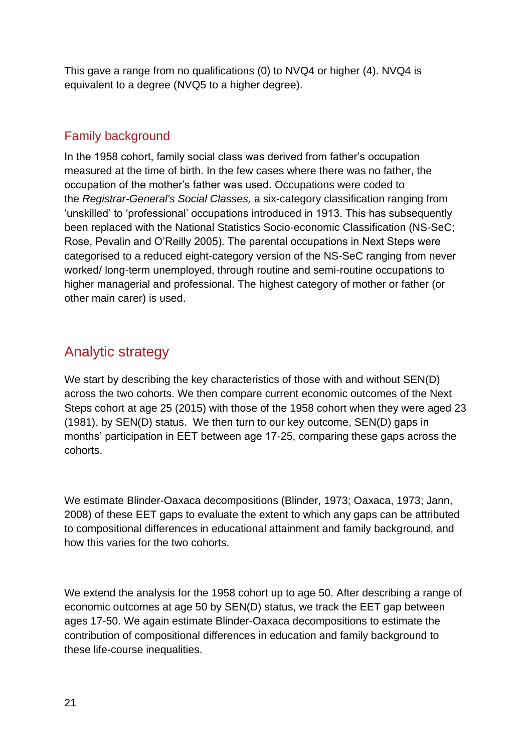This gave a range from no qualifications (0) to NVQ4 or higher (4). NVQ4 is equivalent to a degree (NVQ5 to a higher degree).

### Family background

In the 1958 cohort, family social class was derived from father's occupation measured at the time of birth. In the few cases where there was no father, the occupation of the mother's father was used. Occupations were coded to the *Registrar-General's Social Classes,* a six-category classification ranging from 'unskilled' to 'professional' occupations introduced in 1913. This has subsequently been replaced with the National Statistics Socio-economic Classification (NS-SeC; Rose, Pevalin and O'Reilly 2005). The parental occupations in Next Steps were categorised to a reduced eight-category version of the NS-SeC ranging from never worked/ long-term unemployed, through routine and semi-routine occupations to higher managerial and professional. The highest category of mother or father (or other main carer) is used.

## Analytic strategy

We start by describing the key characteristics of those with and without SEN(D) across the two cohorts. We then compare current economic outcomes of the Next Steps cohort at age 25 (2015) with those of the 1958 cohort when they were aged 23 (1981), by SEN(D) status. We then turn to our key outcome, SEN(D) gaps in months' participation in EET between age 17-25, comparing these gaps across the cohorts.

We estimate Blinder-Oaxaca decompositions (Blinder, 1973; Oaxaca, 1973; Jann, 2008) of these EET gaps to evaluate the extent to which any gaps can be attributed to compositional differences in educational attainment and family background, and how this varies for the two cohorts.

We extend the analysis for the 1958 cohort up to age 50. After describing a range of economic outcomes at age 50 by SEN(D) status, we track the EET gap between ages 17-50. We again estimate Blinder-Oaxaca decompositions to estimate the contribution of compositional differences in education and family background to these life-course inequalities.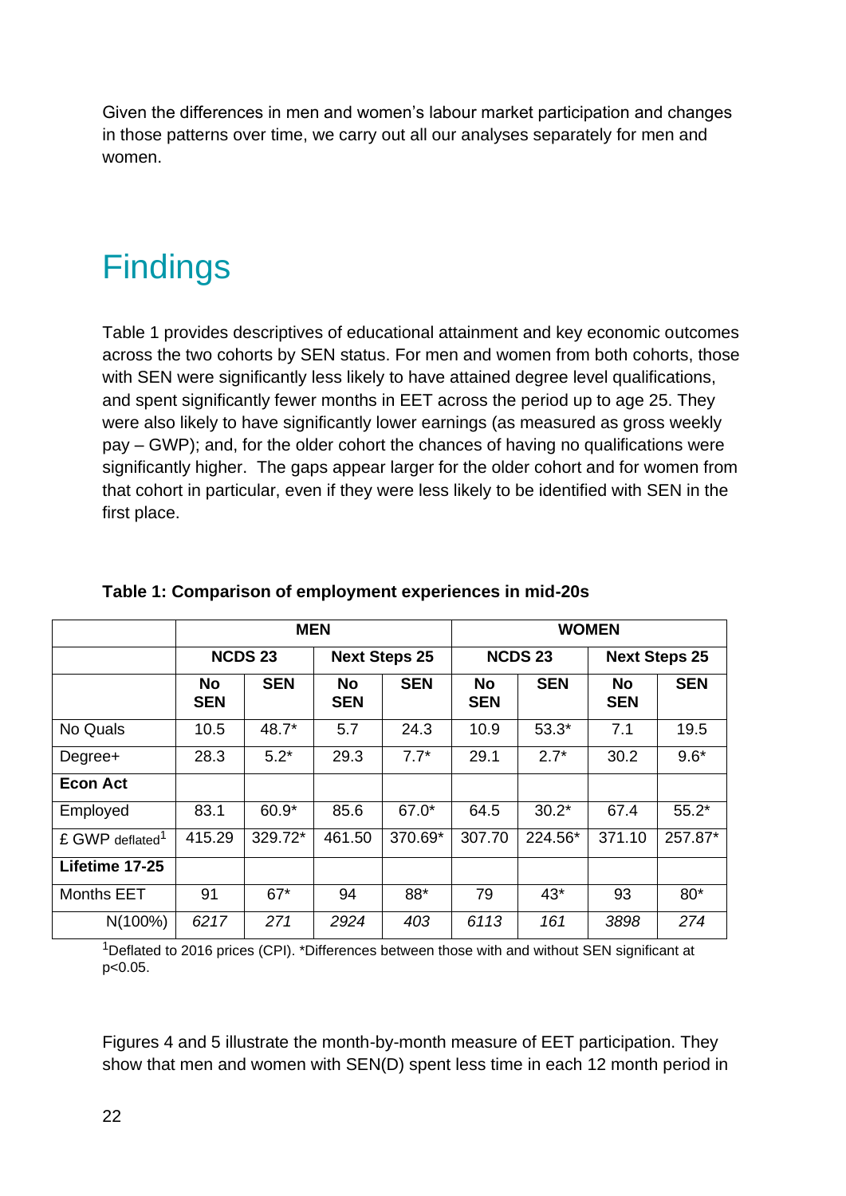Given the differences in men and women's labour market participation and changes in those patterns over time, we carry out all our analyses separately for men and women.

# Findings

Table 1 provides descriptives of educational attainment and key economic outcomes across the two cohorts by SEN status. For men and women from both cohorts, those with SEN were significantly less likely to have attained degree level qualifications, and spent significantly fewer months in EET across the period up to age 25. They were also likely to have significantly lower earnings (as measured as gross weekly pay – GWP); and, for the older cohort the chances of having no qualifications were significantly higher. The gaps appear larger for the older cohort and for women from that cohort in particular, even if they were less likely to be identified with SEN in the first place.

**Table 1: Comparison of employment experiences in mid-20s**

| | MEN | | | | WOMEN | | | |
|---|---|---|---|---|---|---|---|---|
| | NCDS 23 | | Next Steps 25 | | NCDS 23 | | Next Steps 25 | |
| | **No SEN** | **SEN** | **No SEN** | **SEN** | **No SEN** | **SEN** | **No SEN** | **SEN** |
| No Quals | 10.5 | 48.7* | 5.7 | 24.3 | 10.9 | 53.3* | 7.1 | 19.5 |
| Degree+ | 28.3 | 5.2* | 29.3 | 7.7* | 29.1 | 2.7* | 30.2 | 9.6* |
| **Econ Act** | | | | | | | | |
| Employed | 83.1 | 60.9* | 85.6 | 67.0* | 64.5 | 30.2* | 67.4 | 55.2* |
| £ GWP deflated[1] | 415.29 | 329.72* | 461.50 | 370.69* | 307.70 | 224.56* | 371.10 | 257.87* |
| **Lifetime 17-25** | | | | | | | | |
| Months EET | 91 | 67* | 94 | 88* | 79 | 43* | 93 | 80* |
| N(100%) | *6217* | *271* | *2924* | *403* | *6113* | *161* | *3898* | *274* |

[1]Deflated to 2016 prices (CPI). *Differences between those with and without SEN significant at $p<0.05$.

Figures 4 and 5 illustrate the month-by-month measure of EET participation. They show that men and women with SEN(D) spent less time in each 12 month period in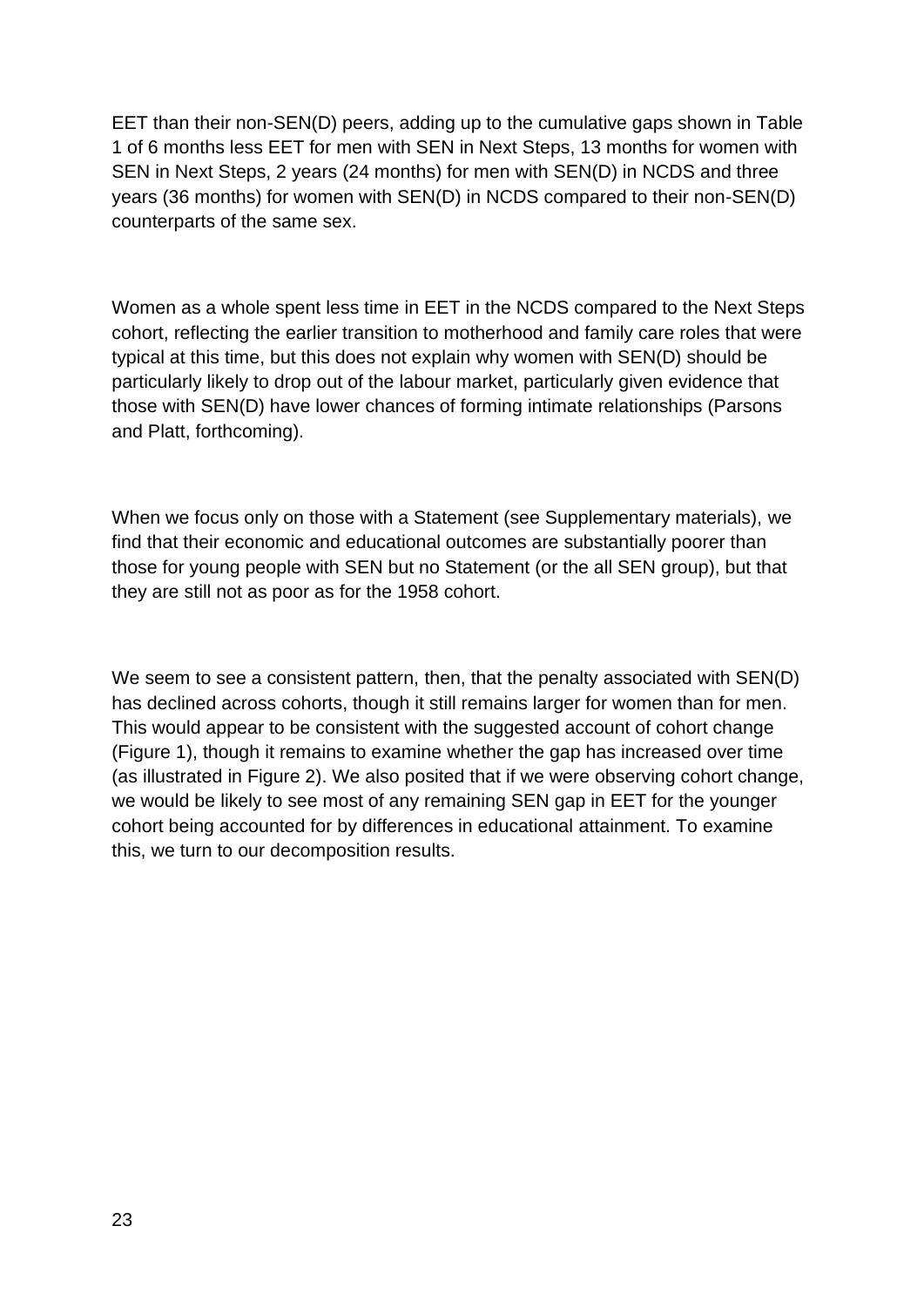EET than their non-SEN(D) peers, adding up to the cumulative gaps shown in Table 1 of 6 months less EET for men with SEN in Next Steps, 13 months for women with SEN in Next Steps, 2 years (24 months) for men with SEN(D) in NCDS and three years (36 months) for women with SEN(D) in NCDS compared to their non-SEN(D) counterparts of the same sex.

Women as a whole spent less time in EET in the NCDS compared to the Next Steps cohort, reflecting the earlier transition to motherhood and family care roles that were typical at this time, but this does not explain why women with SEN(D) should be particularly likely to drop out of the labour market, particularly given evidence that those with SEN(D) have lower chances of forming intimate relationships (Parsons and Platt, forthcoming).

When we focus only on those with a Statement (see Supplementary materials), we find that their economic and educational outcomes are substantially poorer than those for young people with SEN but no Statement (or the all SEN group), but that they are still not as poor as for the 1958 cohort.

We seem to see a consistent pattern, then, that the penalty associated with SEN(D) has declined across cohorts, though it still remains larger for women than for men. This would appear to be consistent with the suggested account of cohort change (Figure 1), though it remains to examine whether the gap has increased over time (as illustrated in Figure 2). We also posited that if we were observing cohort change, we would be likely to see most of any remaining SEN gap in EET for the younger cohort being accounted for by differences in educational attainment. To examine this, we turn to our decomposition results.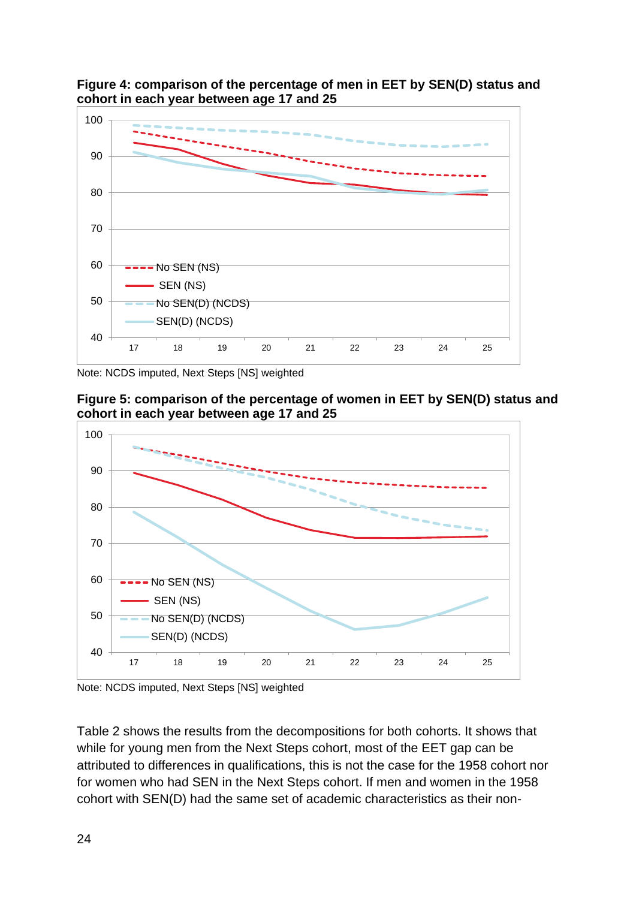**Figure 4: comparison of the percentage of men in EET by SEN(D) status and cohort in each year between age 17 and 25**

Note: NCDS imputed, Next Steps [NS] weighted

**Figure 5: comparison of the percentage of women in EET by SEN(D) status and cohort in each year between age 17 and 25**

Note: NCDS imputed, Next Steps [NS] weighted

Table 2 shows the results from the decompositions for both cohorts. It shows that while for young men from the Next Steps cohort, most of the EET gap can be attributed to differences in qualifications, this is not the case for the 1958 cohort nor for women who had SEN in the Next Steps cohort. If men and women in the 1958 cohort with SEN(D) had the same set of academic characteristics as their non-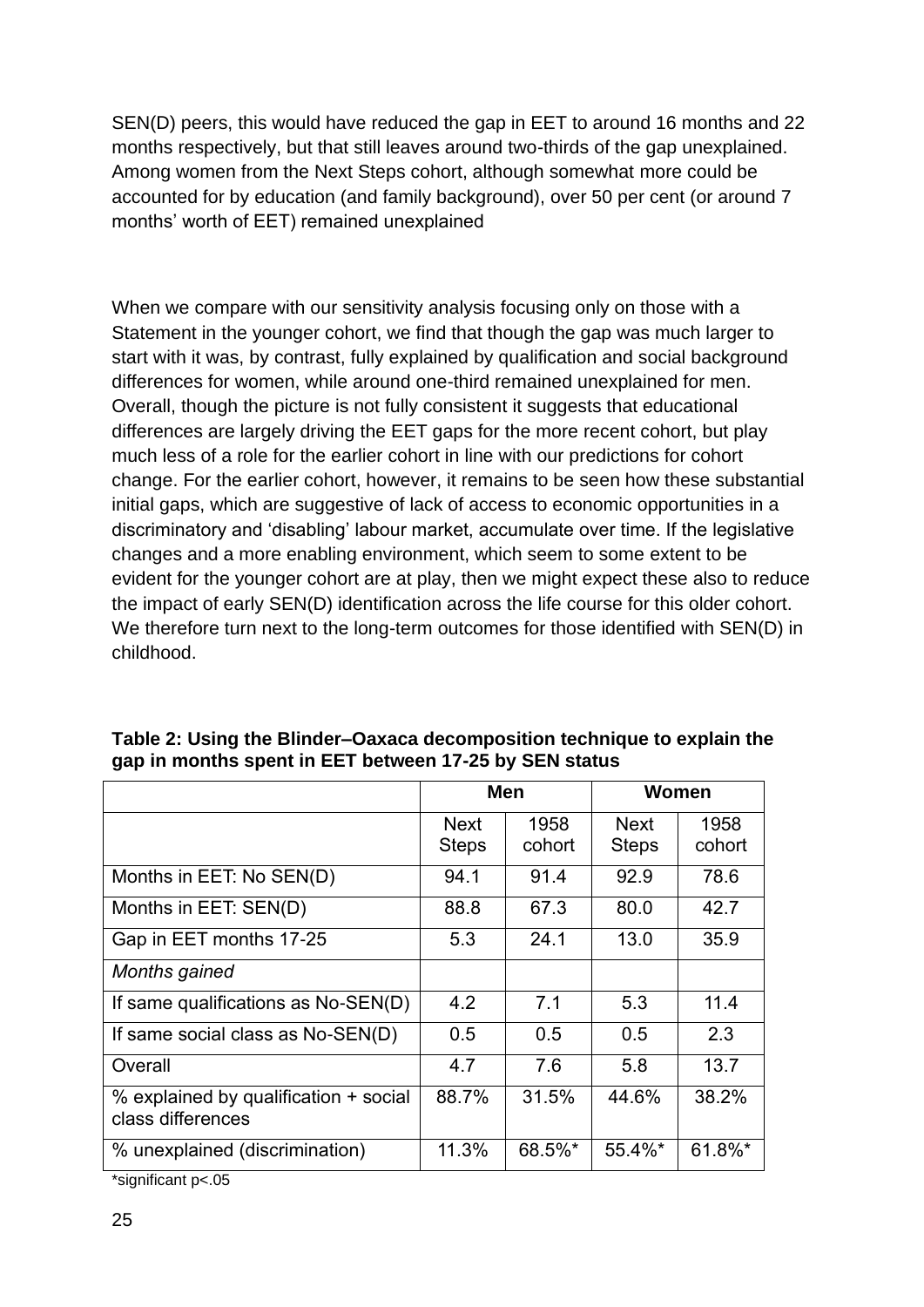SEN(D) peers, this would have reduced the gap in EET to around 16 months and 22 months respectively, but that still leaves around two-thirds of the gap unexplained. Among women from the Next Steps cohort, although somewhat more could be accounted for by education (and family background), over 50 per cent (or around 7 months' worth of EET) remained unexplained

When we compare with our sensitivity analysis focusing only on those with a Statement in the younger cohort, we find that though the gap was much larger to start with it was, by contrast, fully explained by qualification and social background differences for women, while around one-third remained unexplained for men. Overall, though the picture is not fully consistent it suggests that educational differences are largely driving the EET gaps for the more recent cohort, but play much less of a role for the earlier cohort in line with our predictions for cohort change. For the earlier cohort, however, it remains to be seen how these substantial initial gaps, which are suggestive of lack of access to economic opportunities in a discriminatory and 'disabling' labour market, accumulate over time. If the legislative changes and a more enabling environment, which seem to some extent to be evident for the younger cohort are at play, then we might expect these also to reduce the impact of early SEN(D) identification across the life course for this older cohort. We therefore turn next to the long-term outcomes for those identified with SEN(D) in childhood.

**Table 2: Using the Blinder–Oaxaca decomposition technique to explain the gap in months spent in EET between 17-25 by SEN status**

| | Men | | Women | |
|---|---|---|---|---|
| | Next Steps | 1958 cohort | Next Steps | 1958 cohort |
| Months in EET: No SEN(D) | 94.1 | 91.4 | 92.9 | 78.6 |
| Months in EET: SEN(D) | 88.8 | 67.3 | 80.0 | 42.7 |
| Gap in EET months 17-25 | 5.3 | 24.1 | 13.0 | 35.9 |
| *Months gained* | | | | |
| If same qualifications as No-SEN(D) | 4.2 | 7.1 | 5.3 | 11.4 |
| If same social class as No-SEN(D) | 0.5 | 0.5 | 0.5 | 2.3 |
| Overall | 4.7 | 7.6 | 5.8 | 13.7 |
| % explained by qualification + social class differences | 88.7% | 31.5% | 44.6% | 38.2% |
| % unexplained (discrimination) | 11.3% | 68.5%* | 55.4%* | 61.8%* |

*significant p<.05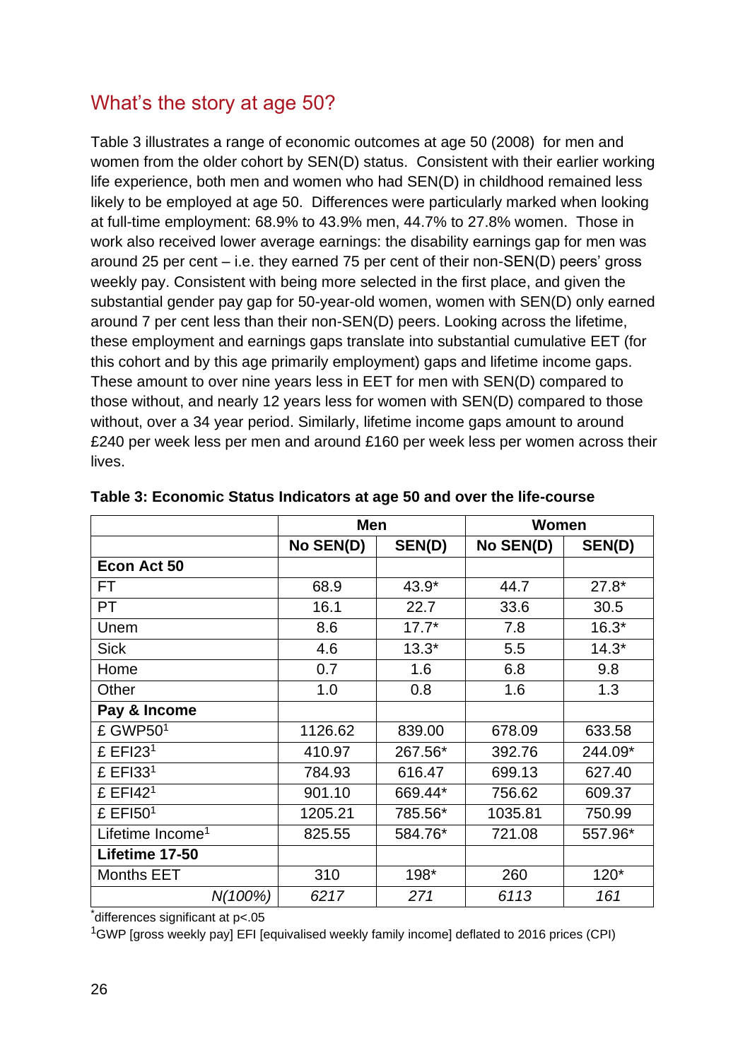## What's the story at age 50?

Table 3 illustrates a range of economic outcomes at age 50 (2008) for men and women from the older cohort by SEN(D) status. Consistent with their earlier working life experience, both men and women who had SEN(D) in childhood remained less likely to be employed at age 50. Differences were particularly marked when looking at full-time employment: 68.9% to 43.9% men, 44.7% to 27.8% women. Those in work also received lower average earnings: the disability earnings gap for men was around 25 per cent – i.e. they earned 75 per cent of their non-SEN(D) peers' gross weekly pay. Consistent with being more selected in the first place, and given the substantial gender pay gap for 50-year-old women, women with SEN(D) only earned around 7 per cent less than their non-SEN(D) peers. Looking across the lifetime, these employment and earnings gaps translate into substantial cumulative EET (for this cohort and by this age primarily employment) gaps and lifetime income gaps. These amount to over nine years less in EET for men with SEN(D) compared to those without, and nearly 12 years less for women with SEN(D) compared to those without, over a 34 year period. Similarly, lifetime income gaps amount to around £240 per week less per men and around £160 per week less per women across their lives.

**Table 3: Economic Status Indicators at age 50 and over the life-course**

| | Men | | Women | |
|---|---|---|---|---|
| | **No SEN(D)** | **SEN(D)** | **No SEN(D)** | **SEN(D)** |
| **Econ Act 50** | | | | |
| FT | 68.9 | 43.9* | 44.7 | 27.8* |
| PT | 16.1 | 22.7 | 33.6 | 30.5 |
| Unem | 8.6 | 17.7* | 7.8 | 16.3* |
| Sick | 4.6 | 13.3* | 5.5 | 14.3* |
| Home | 0.7 | 1.6 | 6.8 | 9.8 |
| Other | 1.0 | 0.8 | 1.6 | 1.3 |
| **Pay & Income** | | | | |
| £ GWP50[1] | 1126.62 | 839.00 | 678.09 | 633.58 |
| £ EFI23[1] | 410.97 | 267.56* | 392.76 | 244.09* |
| £ EFI33[1] | 784.93 | 616.47 | 699.13 | 627.40 |
| £ EFI42[1] | 901.10 | 669.44* | 756.62 | 609.37 |
| £ EFI50[1] | 1205.21 | 785.56* | 1035.81 | 750.99 |
| Lifetime Income[1] | 825.55 | 584.76* | 721.08 | 557.96* |
| **Lifetime 17-50** | | | | |
| Months EET | 310 | 198* | 260 | 120* |
| *N(100%)* | *6217* | *271* | *6113* | *161* |

*differences significant at $p<.05$

[1]GWP [gross weekly pay] EFI [equivalised weekly family income] deflated to 2016 prices (CPI)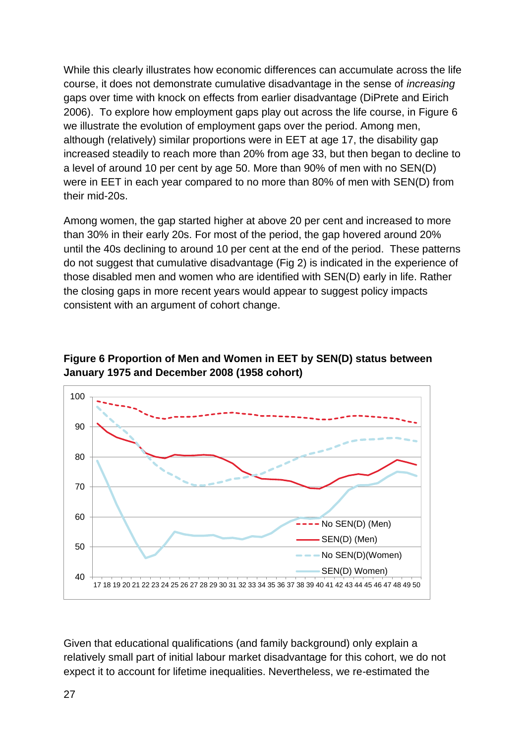While this clearly illustrates how economic differences can accumulate across the life course, it does not demonstrate cumulative disadvantage in the sense of *increasing* gaps over time with knock on effects from earlier disadvantage (DiPrete and Eirich 2006). To explore how employment gaps play out across the life course, in Figure 6 we illustrate the evolution of employment gaps over the period. Among men, although (relatively) similar proportions were in EET at age 17, the disability gap increased steadily to reach more than 20% from age 33, but then began to decline to a level of around 10 per cent by age 50. More than 90% of men with no SEN(D) were in EET in each year compared to no more than 80% of men with SEN(D) from their mid-20s.

Among women, the gap started higher at above 20 per cent and increased to more than 30% in their early 20s. For most of the period, the gap hovered around 20% until the 40s declining to around 10 per cent at the end of the period. These patterns do not suggest that cumulative disadvantage (Fig 2) is indicated in the experience of those disabled men and women who are identified with SEN(D) early in life. Rather the closing gaps in more recent years would appear to suggest policy impacts consistent with an argument of cohort change.

**Figure 6 Proportion of Men and Women in EET by SEN(D) status between January 1975 and December 2008 (1958 cohort)**

Given that educational qualifications (and family background) only explain a relatively small part of initial labour market disadvantage for this cohort, we do not expect it to account for lifetime inequalities. Nevertheless, we re-estimated the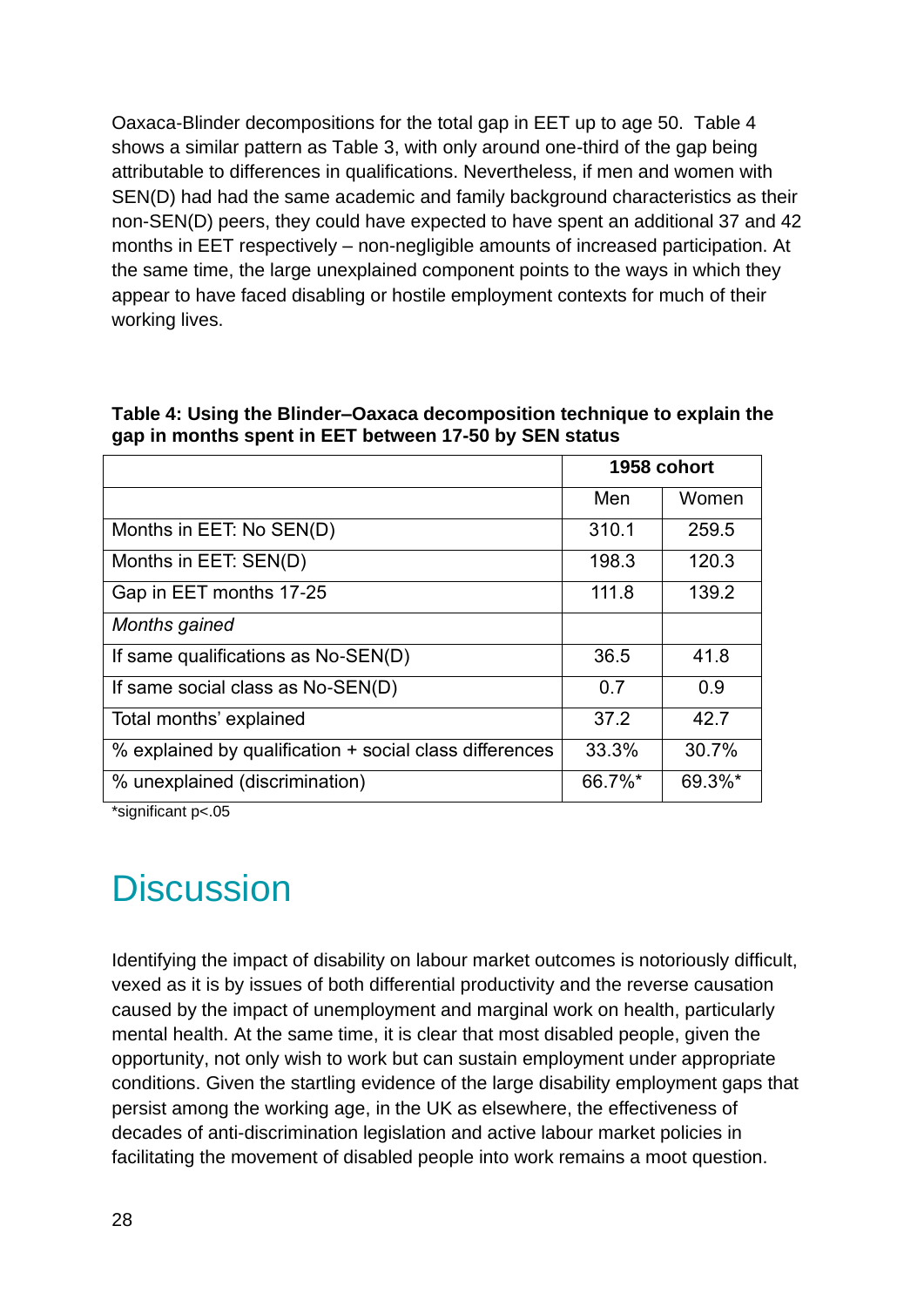Oaxaca-Blinder decompositions for the total gap in EET up to age 50. Table 4 shows a similar pattern as Table 3, with only around one-third of the gap being attributable to differences in qualifications. Nevertheless, if men and women with SEN(D) had had the same academic and family background characteristics as their non-SEN(D) peers, they could have expected to have spent an additional 37 and 42 months in EET respectively – non-negligible amounts of increased participation. At the same time, the large unexplained component points to the ways in which they appear to have faced disabling or hostile employment contexts for much of their working lives.

**Table 4: Using the Blinder–Oaxaca decomposition technique to explain the gap in months spent in EET between 17-50 by SEN status**

| | **1958 cohort** | |
|---|---|---|
| | Men | Women |
| Months in EET: No SEN(D) | 310.1 | 259.5 |
| Months in EET: SEN(D) | 198.3 | 120.3 |
| Gap in EET months 17-25 | 111.8 | 139.2 |
| *Months gained* | | |
| If same qualifications as No-SEN(D) | 36.5 | 41.8 |
| If same social class as No-SEN(D) | 0.7 | 0.9 |
| Total months' explained | 37.2 | 42.7 |
| % explained by qualification + social class differences | 33.3% | 30.7% |
| % unexplained (discrimination) | 66.7%* | 69.3%* |

*significant $p<.05$

# Discussion

Identifying the impact of disability on labour market outcomes is notoriously difficult, vexed as it is by issues of both differential productivity and the reverse causation caused by the impact of unemployment and marginal work on health, particularly mental health. At the same time, it is clear that most disabled people, given the opportunity, not only wish to work but can sustain employment under appropriate conditions. Given the startling evidence of the large disability employment gaps that persist among the working age, in the UK as elsewhere, the effectiveness of decades of anti-discrimination legislation and active labour market policies in facilitating the movement of disabled people into work remains a moot question.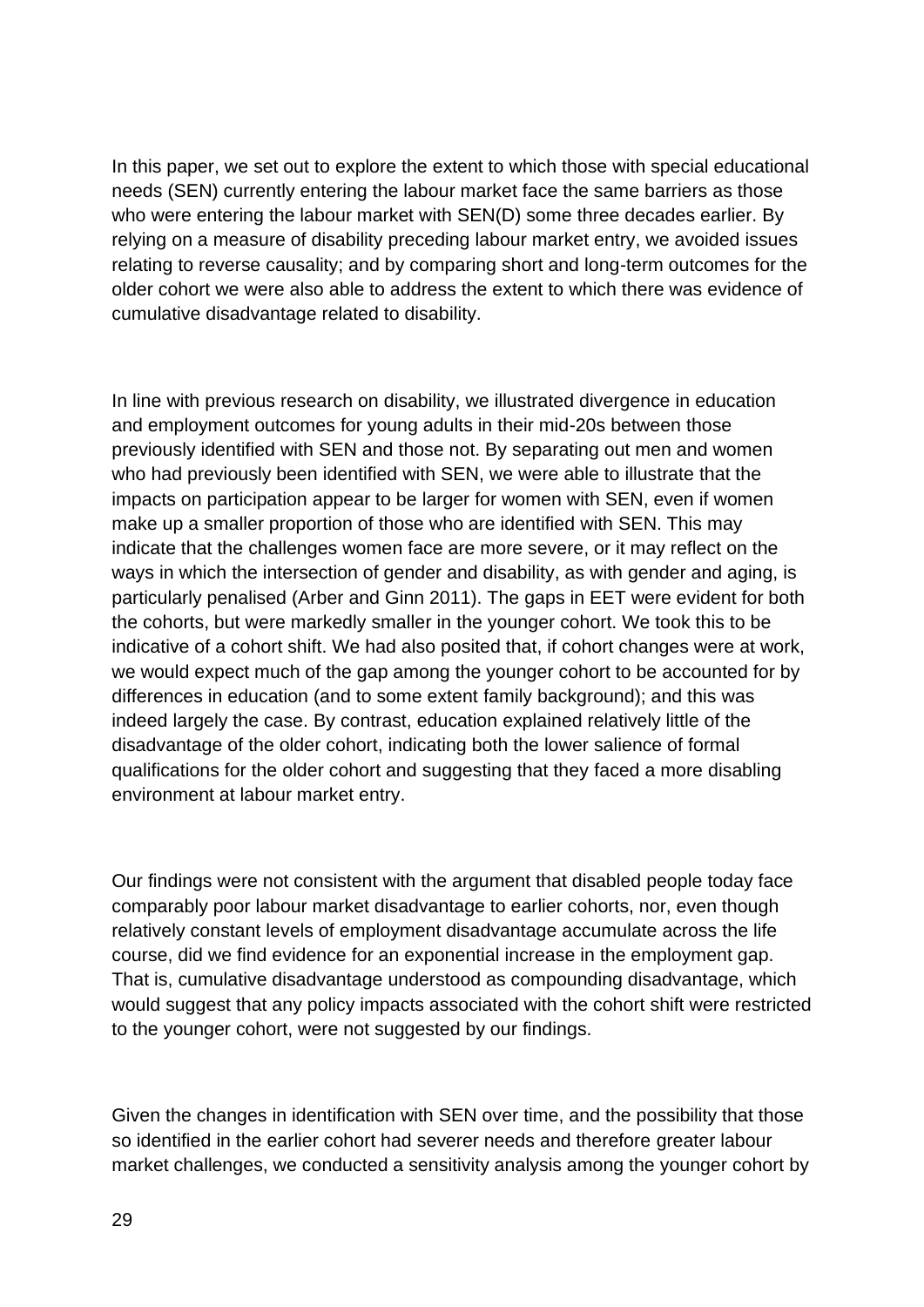In this paper, we set out to explore the extent to which those with special educational needs (SEN) currently entering the labour market face the same barriers as those who were entering the labour market with SEN(D) some three decades earlier. By relying on a measure of disability preceding labour market entry, we avoided issues relating to reverse causality; and by comparing short and long-term outcomes for the older cohort we were also able to address the extent to which there was evidence of cumulative disadvantage related to disability.

In line with previous research on disability, we illustrated divergence in education and employment outcomes for young adults in their mid-20s between those previously identified with SEN and those not. By separating out men and women who had previously been identified with SEN, we were able to illustrate that the impacts on participation appear to be larger for women with SEN, even if women make up a smaller proportion of those who are identified with SEN. This may indicate that the challenges women face are more severe, or it may reflect on the ways in which the intersection of gender and disability, as with gender and aging, is particularly penalised (Arber and Ginn 2011). The gaps in EET were evident for both the cohorts, but were markedly smaller in the younger cohort. We took this to be indicative of a cohort shift. We had also posited that, if cohort changes were at work, we would expect much of the gap among the younger cohort to be accounted for by differences in education (and to some extent family background); and this was indeed largely the case. By contrast, education explained relatively little of the disadvantage of the older cohort, indicating both the lower salience of formal qualifications for the older cohort and suggesting that they faced a more disabling environment at labour market entry.

Our findings were not consistent with the argument that disabled people today face comparably poor labour market disadvantage to earlier cohorts, nor, even though relatively constant levels of employment disadvantage accumulate across the life course, did we find evidence for an exponential increase in the employment gap. That is, cumulative disadvantage understood as compounding disadvantage, which would suggest that any policy impacts associated with the cohort shift were restricted to the younger cohort, were not suggested by our findings.

Given the changes in identification with SEN over time, and the possibility that those so identified in the earlier cohort had severer needs and therefore greater labour market challenges, we conducted a sensitivity analysis among the younger cohort by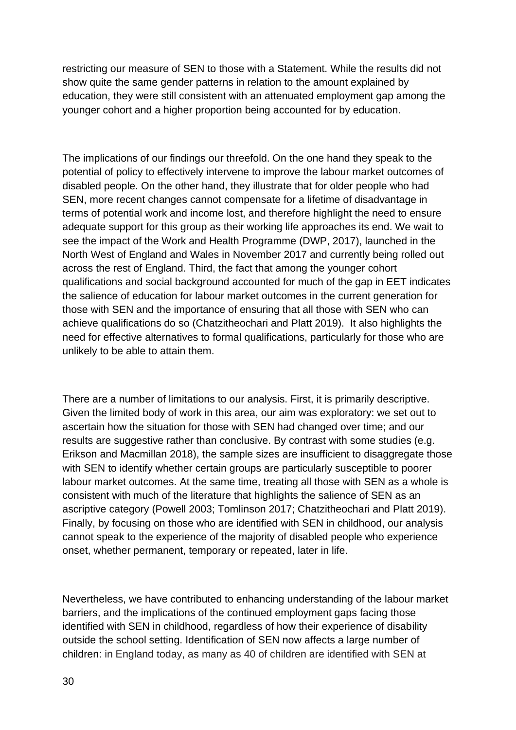restricting our measure of SEN to those with a Statement. While the results did not show quite the same gender patterns in relation to the amount explained by education, they were still consistent with an attenuated employment gap among the younger cohort and a higher proportion being accounted for by education.

The implications of our findings our threefold. On the one hand they speak to the potential of policy to effectively intervene to improve the labour market outcomes of disabled people. On the other hand, they illustrate that for older people who had SEN, more recent changes cannot compensate for a lifetime of disadvantage in terms of potential work and income lost, and therefore highlight the need to ensure adequate support for this group as their working life approaches its end. We wait to see the impact of the Work and Health Programme (DWP, 2017), launched in the North West of England and Wales in November 2017 and currently being rolled out across the rest of England. Third, the fact that among the younger cohort qualifications and social background accounted for much of the gap in EET indicates the salience of education for labour market outcomes in the current generation for those with SEN and the importance of ensuring that all those with SEN who can achieve qualifications do so (Chatzitheochari and Platt 2019). It also highlights the need for effective alternatives to formal qualifications, particularly for those who are unlikely to be able to attain them.

There are a number of limitations to our analysis. First, it is primarily descriptive. Given the limited body of work in this area, our aim was exploratory: we set out to ascertain how the situation for those with SEN had changed over time; and our results are suggestive rather than conclusive. By contrast with some studies (e.g. Erikson and Macmillan 2018), the sample sizes are insufficient to disaggregate those with SEN to identify whether certain groups are particularly susceptible to poorer labour market outcomes. At the same time, treating all those with SEN as a whole is consistent with much of the literature that highlights the salience of SEN as an ascriptive category (Powell 2003; Tomlinson 2017; Chatzitheochari and Platt 2019). Finally, by focusing on those who are identified with SEN in childhood, our analysis cannot speak to the experience of the majority of disabled people who experience onset, whether permanent, temporary or repeated, later in life.

Nevertheless, we have contributed to enhancing understanding of the labour market barriers, and the implications of the continued employment gaps facing those identified with SEN in childhood, regardless of how their experience of disability outside the school setting. Identification of SEN now affects a large number of children: in England today, as many as 40 of children are identified with SEN at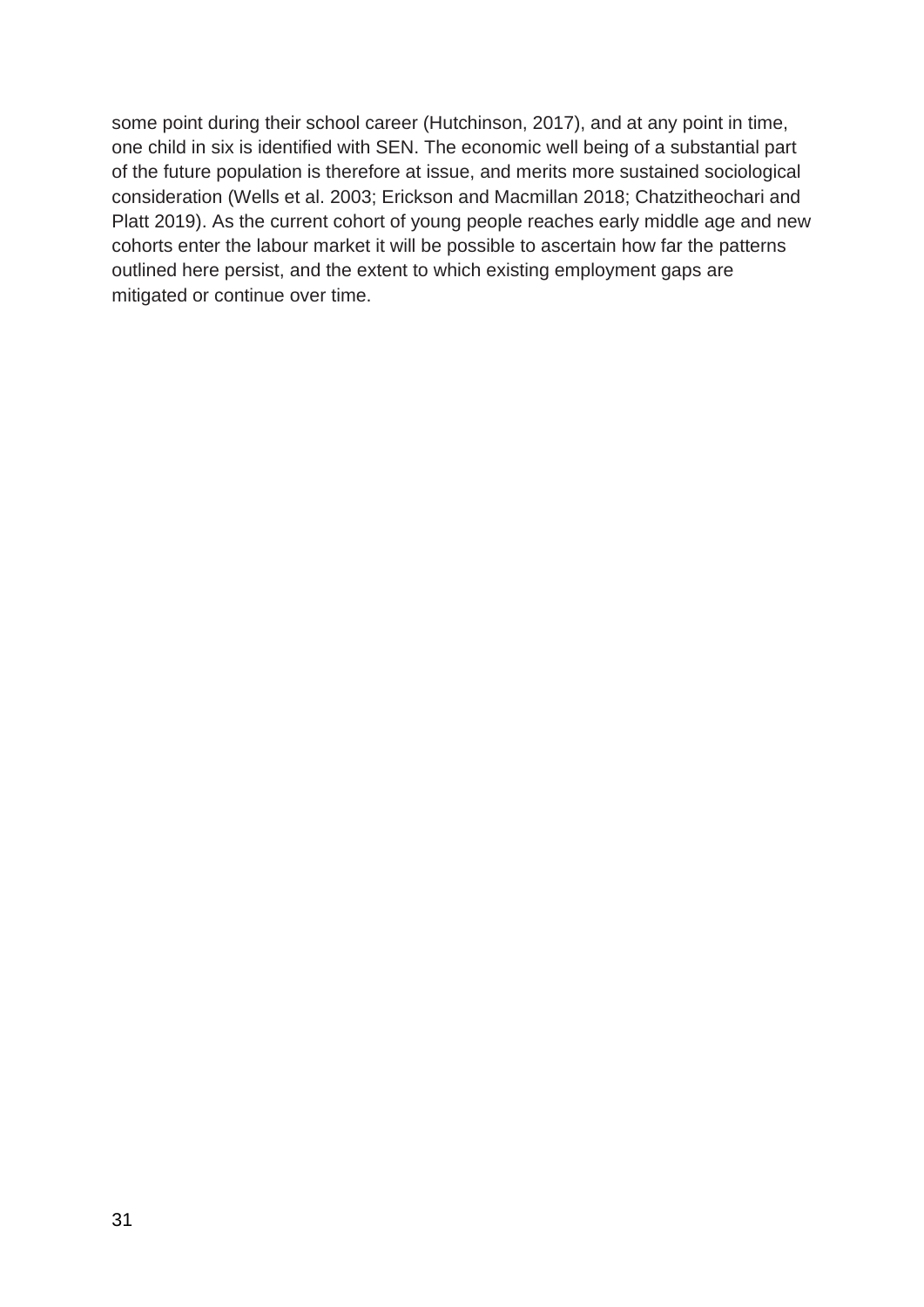some point during their school career (Hutchinson, 2017), and at any point in time, one child in six is identified with SEN. The economic well being of a substantial part of the future population is therefore at issue, and merits more sustained sociological consideration (Wells et al. 2003; Erickson and Macmillan 2018; Chatzitheochari and Platt 2019). As the current cohort of young people reaches early middle age and new cohorts enter the labour market it will be possible to ascertain how far the patterns outlined here persist, and the extent to which existing employment gaps are mitigated or continue over time.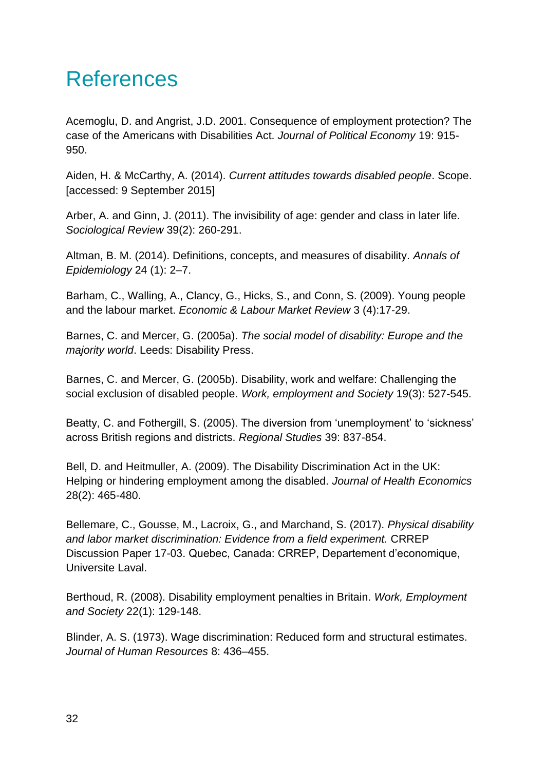# References

Acemoglu, D. and Angrist, J.D. 2001. Consequence of employment protection? The case of the Americans with Disabilities Act. *Journal of Political Economy* 19: 915-950.

Aiden, H. & McCarthy, A. (2014). *Current attitudes towards disabled people*. Scope. [accessed: 9 September 2015]

Arber, A. and Ginn, J. (2011). The invisibility of age: gender and class in later life. *Sociological Review* 39(2): 260-291.

Altman, B. M. (2014). Definitions, concepts, and measures of disability. *Annals of Epidemiology* 24 (1): 2–7.

Barham, C., Walling, A., Clancy, G., Hicks, S., and Conn, S. (2009). Young people and the labour market. *Economic & Labour Market Review* 3 (4):17-29.

Barnes, C. and Mercer, G. (2005a). *The social model of disability: Europe and the majority world*. Leeds: Disability Press.

Barnes, C. and Mercer, G. (2005b). Disability, work and welfare: Challenging the social exclusion of disabled people. *Work, employment and Society* 19(3): 527-545.

Beatty, C. and Fothergill, S. (2005). The diversion from 'unemployment' to 'sickness' across British regions and districts. *Regional Studies* 39: 837-854.

Bell, D. and Heitmuller, A. (2009). The Disability Discrimination Act in the UK: Helping or hindering employment among the disabled. *Journal of Health Economics* 28(2): 465-480.

Bellemare, C., Gousse, M., Lacroix, G., and Marchand, S. (2017). *Physical disability and labor market discrimination: Evidence from a field experiment.* CRREP Discussion Paper 17-03. Quebec, Canada: CRREP, Departement d'economique, Universite Laval.

Berthoud, R. (2008). Disability employment penalties in Britain. *Work, Employment and Society* 22(1): 129-148.

Blinder, A. S. (1973). Wage discrimination: Reduced form and structural estimates. *Journal of Human Resources* 8: 436–455.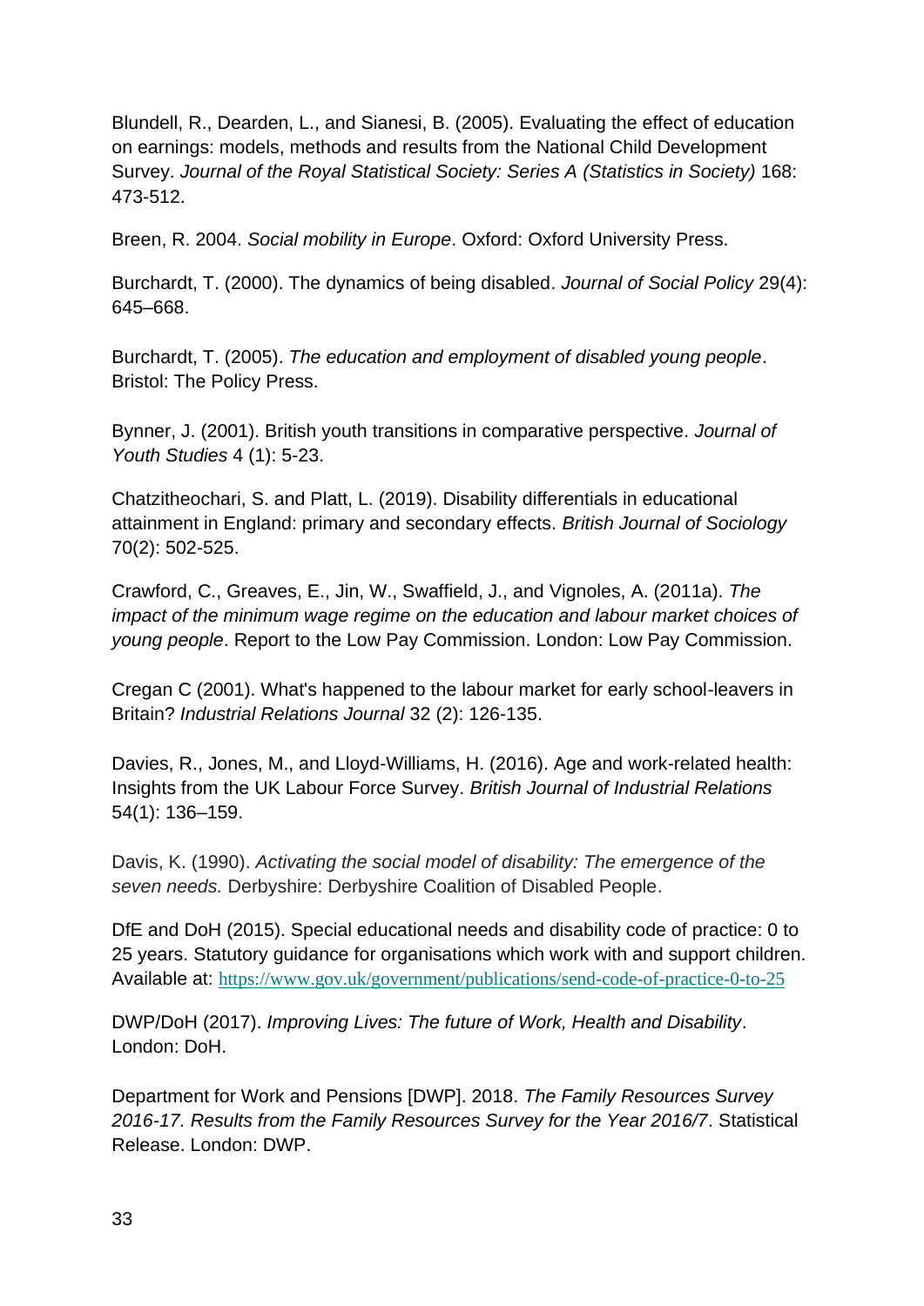Blundell, R., Dearden, L., and Sianesi, B. (2005). Evaluating the effect of education on earnings: models, methods and results from the National Child Development Survey. *Journal of the Royal Statistical Society: Series A (Statistics in Society)* 168: 473-512.

Breen, R. 2004. *Social mobility in Europe*. Oxford: Oxford University Press.

Burchardt, T. (2000). The dynamics of being disabled. *Journal of Social Policy* 29(4): 645–668.

Burchardt, T. (2005). *The education and employment of disabled young people*. Bristol: The Policy Press.

Bynner, J. (2001). British youth transitions in comparative perspective. *Journal of Youth Studies* 4 (1): 5-23.

Chatzitheochari, S. and Platt, L. (2019). Disability differentials in educational attainment in England: primary and secondary effects. *British Journal of Sociology* 70(2): 502-525.

Crawford, C., Greaves, E., Jin, W., Swaffield, J., and Vignoles, A. (2011a). *The impact of the minimum wage regime on the education and labour market choices of young people*. Report to the Low Pay Commission. London: Low Pay Commission.

Cregan C (2001). What's happened to the labour market for early school-leavers in Britain? *Industrial Relations Journal* 32 (2): 126-135.

Davies, R., Jones, M., and Lloyd-Williams, H. (2016). Age and work-related health: Insights from the UK Labour Force Survey. *British Journal of Industrial Relations* 54(1): 136–159.

Davis, K. (1990). *Activating the social model of disability: The emergence of the seven needs.* Derbyshire: Derbyshire Coalition of Disabled People.

DfE and DoH (2015). Special educational needs and disability code of practice: 0 to 25 years. Statutory guidance for organisations which work with and support children. Available at: https://www.gov.uk/government/publications/send-code-of-practice-0-to-25

DWP/DoH (2017). *Improving Lives: The future of Work, Health and Disability*. London: DoH.

Department for Work and Pensions [DWP]. 2018. *The Family Resources Survey 2016-17. Results from the Family Resources Survey for the Year 2016/7*. Statistical Release. London: DWP.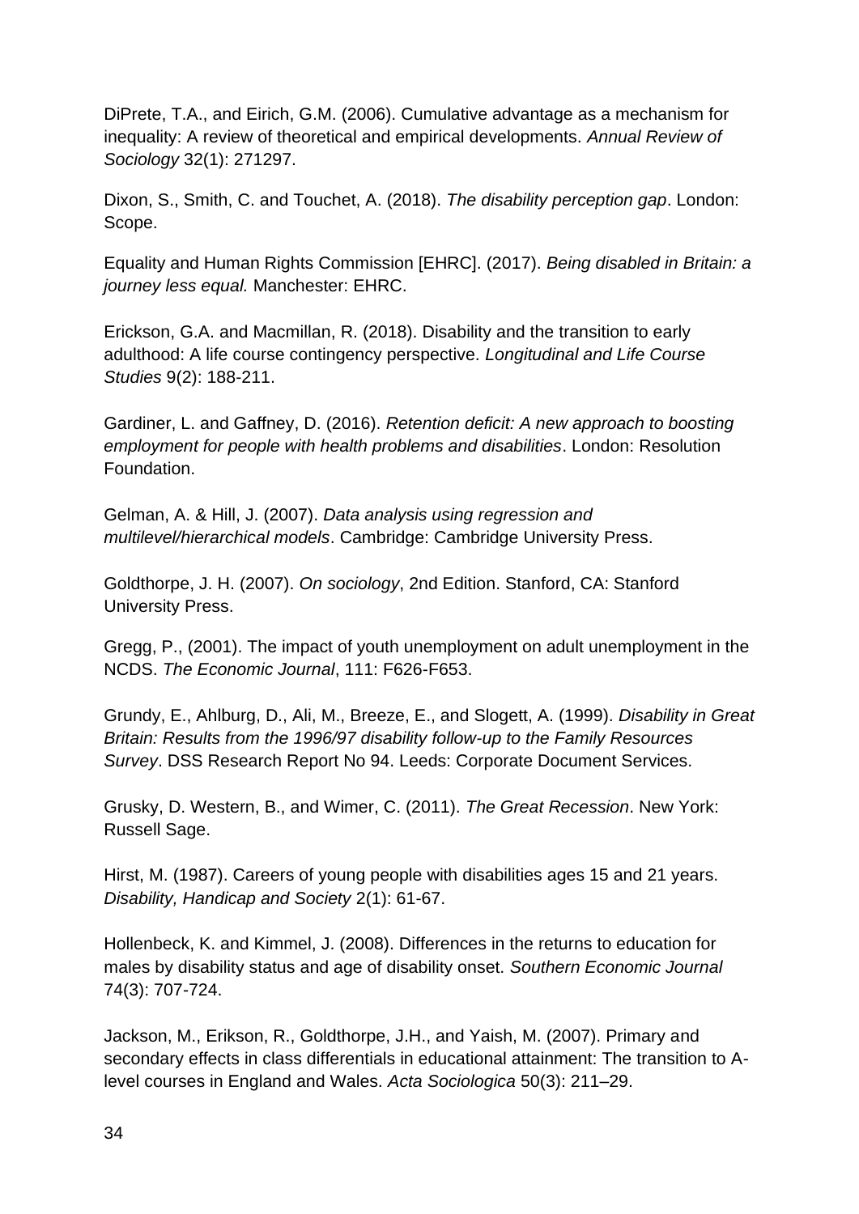DiPrete, T.A., and Eirich, G.M. (2006). Cumulative advantage as a mechanism for inequality: A review of theoretical and empirical developments. *Annual Review of Sociology* 32(1): 271297.

Dixon, S., Smith, C. and Touchet, A. (2018). *The disability perception gap*. London: Scope.

Equality and Human Rights Commission [EHRC]. (2017). *Being disabled in Britain: a journey less equal.* Manchester: EHRC.

Erickson, G.A. and Macmillan, R. (2018). Disability and the transition to early adulthood: A life course contingency perspective. *Longitudinal and Life Course Studies* 9(2): 188-211.

Gardiner, L. and Gaffney, D. (2016). *Retention deficit: A new approach to boosting employment for people with health problems and disabilities*. London: Resolution Foundation.

Gelman, A. & Hill, J. (2007). *Data analysis using regression and multilevel/hierarchical models*. Cambridge: Cambridge University Press.

Goldthorpe, J. H. (2007). *On sociology*, 2nd Edition. Stanford, CA: Stanford University Press.

Gregg, P., (2001). The impact of youth unemployment on adult unemployment in the NCDS. *The Economic Journal*, 111: F626-F653.

Grundy, E., Ahlburg, D., Ali, M., Breeze, E., and Slogett, A. (1999). *Disability in Great Britain: Results from the 1996/97 disability follow-up to the Family Resources Survey*. DSS Research Report No 94. Leeds: Corporate Document Services.

Grusky, D. Western, B., and Wimer, C. (2011). *The Great Recession*. New York: Russell Sage.

Hirst, M. (1987). Careers of young people with disabilities ages 15 and 21 years. *Disability, Handicap and Society* 2(1): 61-67.

Hollenbeck, K. and Kimmel, J. (2008). Differences in the returns to education for males by disability status and age of disability onset. *Southern Economic Journal* 74(3): 707-724.

Jackson, M., Erikson, R., Goldthorpe, J.H., and Yaish, M. (2007). Primary and secondary effects in class differentials in educational attainment: The transition to A-level courses in England and Wales. *Acta Sociologica* 50(3): 211–29.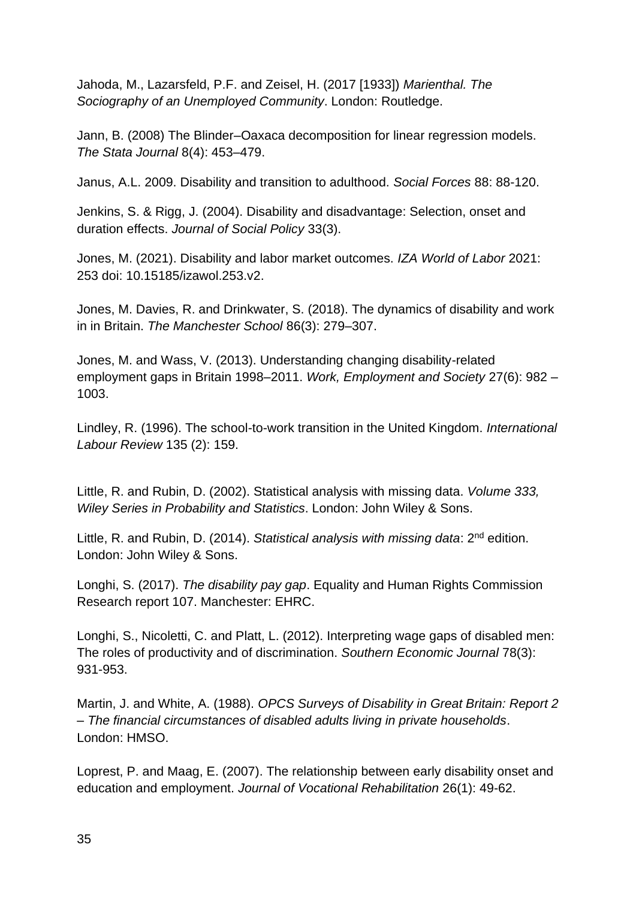Jahoda, M., Lazarsfeld, P.F. and Zeisel, H. (2017 [1933]) *Marienthal. The Sociography of an Unemployed Community*. London: Routledge.

Jann, B. (2008) The Blinder–Oaxaca decomposition for linear regression models. *The Stata Journal* 8(4): 453–479.

Janus, A.L. 2009. Disability and transition to adulthood. *Social Forces* 88: 88-120.

Jenkins, S. & Rigg, J. (2004). Disability and disadvantage: Selection, onset and duration effects. *Journal of Social Policy* 33(3).

Jones, M. (2021). Disability and labor market outcomes. *IZA World of Labor* 2021: 253 doi: 10.15185/izawol.253.v2.

Jones, M. Davies, R. and Drinkwater, S. (2018). The dynamics of disability and work in in Britain. *The Manchester School* 86(3): 279–307.

Jones, M. and Wass, V. (2013). Understanding changing disability-related employment gaps in Britain 1998–2011. *Work, Employment and Society* 27(6): 982 – 1003.

Lindley, R. (1996). The school-to-work transition in the United Kingdom. *International Labour Review* 135 (2): 159.

Little, R. and Rubin, D. (2002). Statistical analysis with missing data. *Volume 333, Wiley Series in Probability and Statistics*. London: John Wiley & Sons.

Little, R. and Rubin, D. (2014). *Statistical analysis with missing data*: 2nd edition. London: John Wiley & Sons.

Longhi, S. (2017). *The disability pay gap*. Equality and Human Rights Commission Research report 107. Manchester: EHRC.

Longhi, S., Nicoletti, C. and Platt, L. (2012). Interpreting wage gaps of disabled men: The roles of productivity and of discrimination. *Southern Economic Journal* 78(3): 931-953.

Martin, J. and White, A. (1988). *OPCS Surveys of Disability in Great Britain: Report 2 – The financial circumstances of disabled adults living in private households*. London: HMSO.

Loprest, P. and Maag, E. (2007). The relationship between early disability onset and education and employment. *Journal of Vocational Rehabilitation* 26(1): 49-62.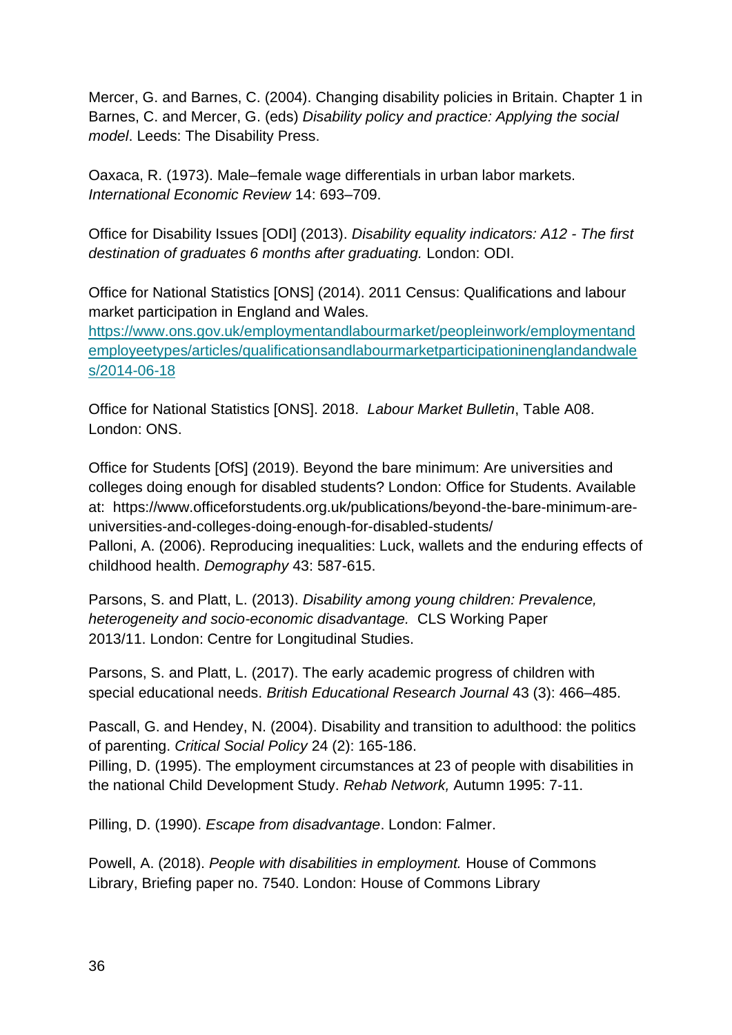Mercer, G. and Barnes, C. (2004). Changing disability policies in Britain. Chapter 1 in Barnes, C. and Mercer, G. (eds) *Disability policy and practice: Applying the social model*. Leeds: The Disability Press.

Oaxaca, R. (1973). Male–female wage differentials in urban labor markets. *International Economic Review* 14: 693–709.

Office for Disability Issues [ODI] (2013). *Disability equality indicators: A12 - The first destination of graduates 6 months after graduating.* London: ODI.

Office for National Statistics [ONS] (2014). 2011 Census: Qualifications and labour market participation in England and Wales. [https://www.ons.gov.uk/employmentandlabourmarket/peopleinwork/employmentandemployeetypes/articles/qualificationsandlabourmarketparticipationinenglandandwales/2014-06-18](https://www.ons.gov.uk/employmentandlabourmarket/peopleinwork/employmentandemployeetypes/articles/qualificationsandlabourmarketparticipationinenglandandwales/2014-06-18)

Office for National Statistics [ONS]. 2018. *Labour Market Bulletin*, Table A08. London: ONS.

Office for Students [OfS] (2019). Beyond the bare minimum: Are universities and colleges doing enough for disabled students? London: Office for Students. Available at: https://www.officeforstudents.org.uk/publications/beyond-the-bare-minimum-are-universities-and-colleges-doing-enough-for-disabled-students/

Palloni, A. (2006). Reproducing inequalities: Luck, wallets and the enduring effects of childhood health. *Demography* 43: 587-615.

Parsons, S. and Platt, L. (2013). *Disability among young children: Prevalence, heterogeneity and socio-economic disadvantage.* CLS Working Paper 2013/11. London: Centre for Longitudinal Studies.

Parsons, S. and Platt, L. (2017). The early academic progress of children with special educational needs. *British Educational Research Journal* 43 (3): 466–485.

Pascall, G. and Hendey, N. (2004). Disability and transition to adulthood: the politics of parenting. *Critical Social Policy* 24 (2): 165-186.

Pilling, D. (1995). The employment circumstances at 23 of people with disabilities in the national Child Development Study. *Rehab Network,* Autumn 1995: 7-11.

Pilling, D. (1990). *Escape from disadvantage*. London: Falmer.

Powell, A. (2018). *People with disabilities in employment.* House of Commons Library, Briefing paper no. 7540. London: House of Commons Library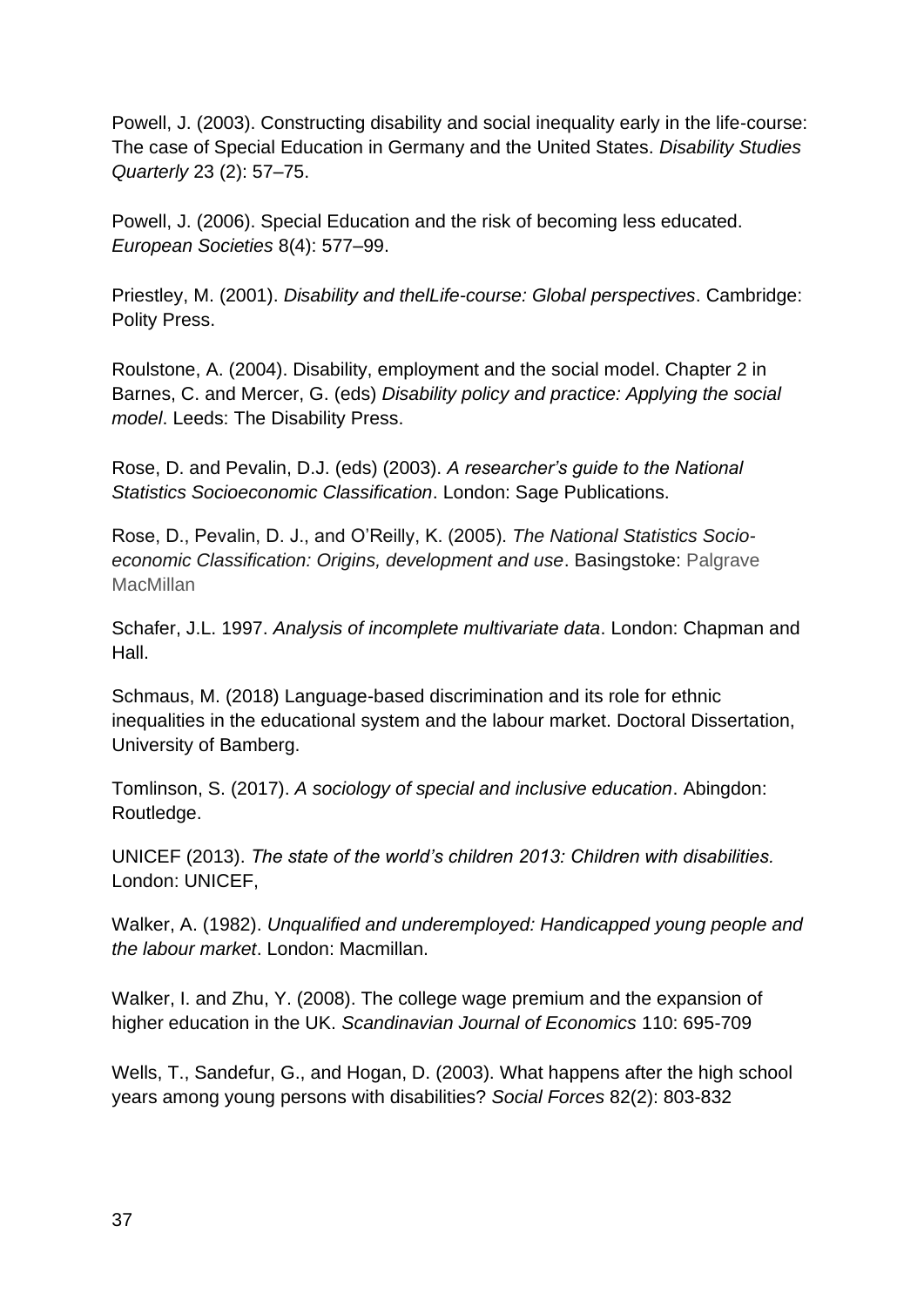Powell, J. (2003). Constructing disability and social inequality early in the life-course: The case of Special Education in Germany and the United States. *Disability Studies Quarterly* 23 (2): 57–75.

Powell, J. (2006). Special Education and the risk of becoming less educated. *European Societies* 8(4): 577–99.

Priestley, M. (2001). *Disability and thelLife-course: Global perspectives*. Cambridge: Polity Press.

Roulstone, A. (2004). Disability, employment and the social model. Chapter 2 in Barnes, C. and Mercer, G. (eds) *Disability policy and practice: Applying the social model*. Leeds: The Disability Press.

Rose, D. and Pevalin, D.J. (eds) (2003). *A researcher's guide to the National Statistics Socioeconomic Classification*. London: Sage Publications.

Rose, D., Pevalin, D. J., and O'Reilly, K. (2005). *The National Statistics Socio-economic Classification: Origins, development and use*. Basingstoke: Palgrave MacMillan

Schafer, J.L. 1997. *Analysis of incomplete multivariate data*. London: Chapman and Hall.

Schmaus, M. (2018) Language-based discrimination and its role for ethnic inequalities in the educational system and the labour market. Doctoral Dissertation, University of Bamberg.

Tomlinson, S. (2017). *A sociology of special and inclusive education*. Abingdon: Routledge.

UNICEF (2013). *The state of the world's children 2013: Children with disabilities.* London: UNICEF,

Walker, A. (1982). *Unqualified and underemployed: Handicapped young people and the labour market*. London: Macmillan.

Walker, I. and Zhu, Y. (2008). The college wage premium and the expansion of higher education in the UK. *Scandinavian Journal of Economics* 110: 695-709

Wells, T., Sandefur, G., and Hogan, D. (2003). What happens after the high school years among young persons with disabilities? *Social Forces* 82(2): 803-832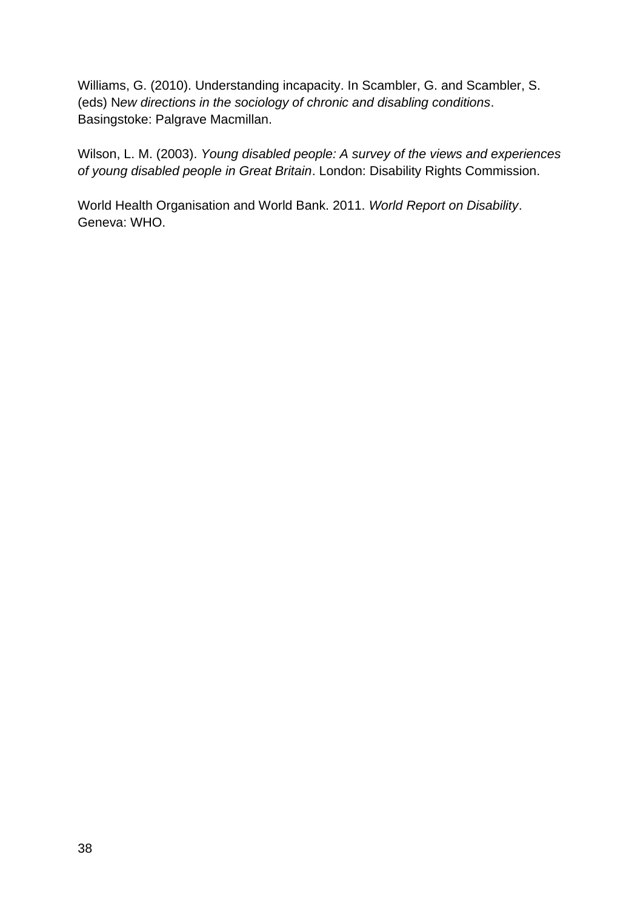Williams, G. (2010). Understanding incapacity. In Scambler, G. and Scambler, S. (eds) N*ew directions in the sociology of chronic and disabling conditions*. Basingstoke: Palgrave Macmillan.

Wilson, L. M. (2003). *Young disabled people: A survey of the views and experiences of young disabled people in Great Britain*. London: Disability Rights Commission.

World Health Organisation and World Bank. 2011. *World Report on Disability*. Geneva: WHO.